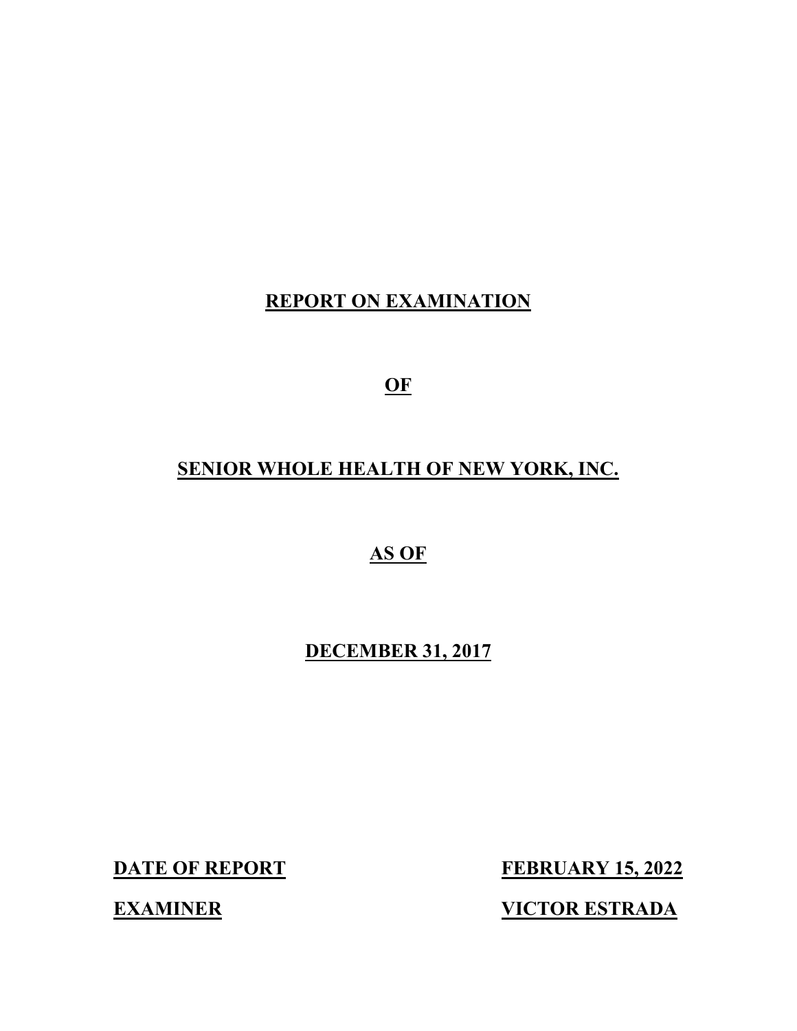# REPORT ON EXAMINATION

# OF

# SENIOR WHOLE HEALTH OF NEW YORK, INC.

# AS OF

# DECEMBER 31, 2017

**DATE OF REPORT** **FEBRUARY 15, 2022**

**EXAMINER** **VICTOR ESTRADA**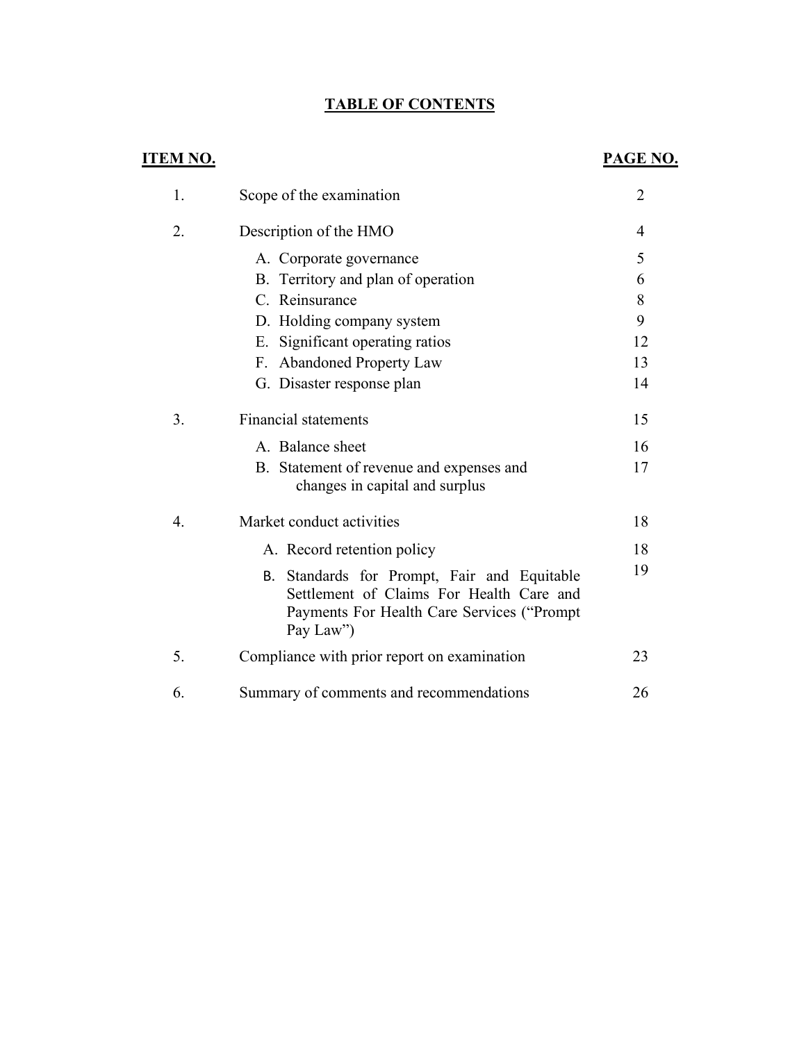# TABLE OF CONTENTS

| ITEM NO. | | PAGE NO. |
|---|---|---|
| 1. | Scope of the examination | 2 |
| 2. | Description of the HMO | 4 |
| | A. Corporate governance | 5 |
| | B. Territory and plan of operation | 6 |
| | C. Reinsurance | 8 |
| | D. Holding company system | 9 |
| | E. Significant operating ratios | 12 |
| | F. Abandoned Property Law | 13 |
| | G. Disaster response plan | 14 |
| 3. | Financial statements | 15 |
| | A. Balance sheet | 16 |
| | B. Statement of revenue and expenses and changes in capital and surplus | 17 |
| 4. | Market conduct activities | 18 |
| | A. Record retention policy | 18 |
| | B. Standards for Prompt, Fair and Equitable Settlement of Claims For Health Care and Payments For Health Care Services ("Prompt Pay Law") | 19 |
| 5. | Compliance with prior report on examination | 23 |
| 6. | Summary of comments and recommendations | 26 |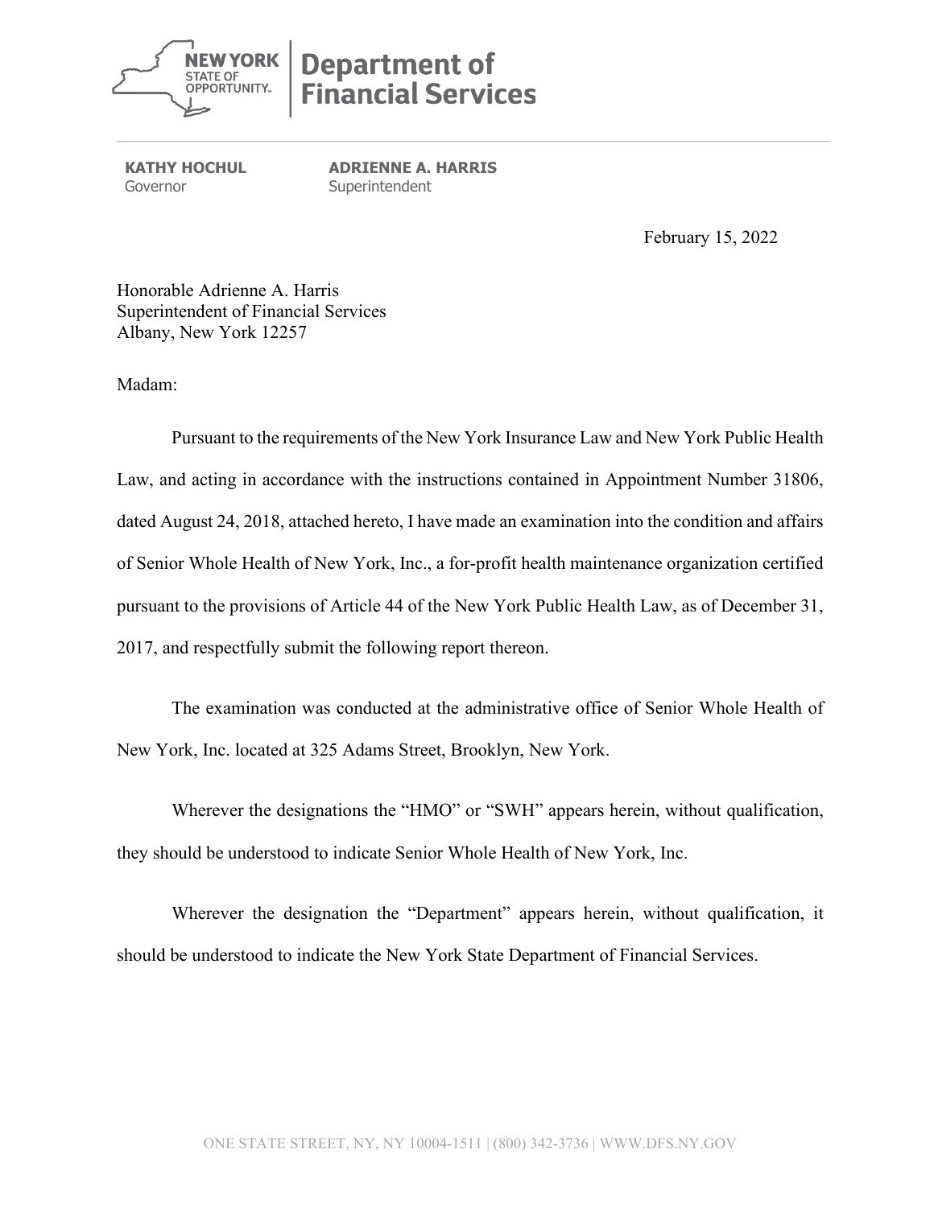**NEW YORK STATE OF OPPORTUNITY** | **Department of Financial Services**

**KATHY HOCHUL**
Governor

**ADRIENNE A. HARRIS**
Superintendent

February 15, 2022

Honorable Adrienne A. Harris
Superintendent of Financial Services
Albany, New York 12257

Madam:

Pursuant to the requirements of the New York Insurance Law and New York Public Health Law, and acting in accordance with the instructions contained in Appointment Number 31806, dated August 24, 2018, attached hereto, I have made an examination into the condition and affairs of Senior Whole Health of New York, Inc., a for-profit health maintenance organization certified pursuant to the provisions of Article 44 of the New York Public Health Law, as of December 31, 2017, and respectfully submit the following report thereon.

The examination was conducted at the administrative office of Senior Whole Health of New York, Inc. located at 325 Adams Street, Brooklyn, New York.

Wherever the designations the "HMO" or "SWH" appears herein, without qualification, they should be understood to indicate Senior Whole Health of New York, Inc.

Wherever the designation the "Department" appears herein, without qualification, it should be understood to indicate the New York State Department of Financial Services.

ONE STATE STREET, NY, NY 10004-1511 | (800) 342-3736 | WWW.DFS.NY.GOV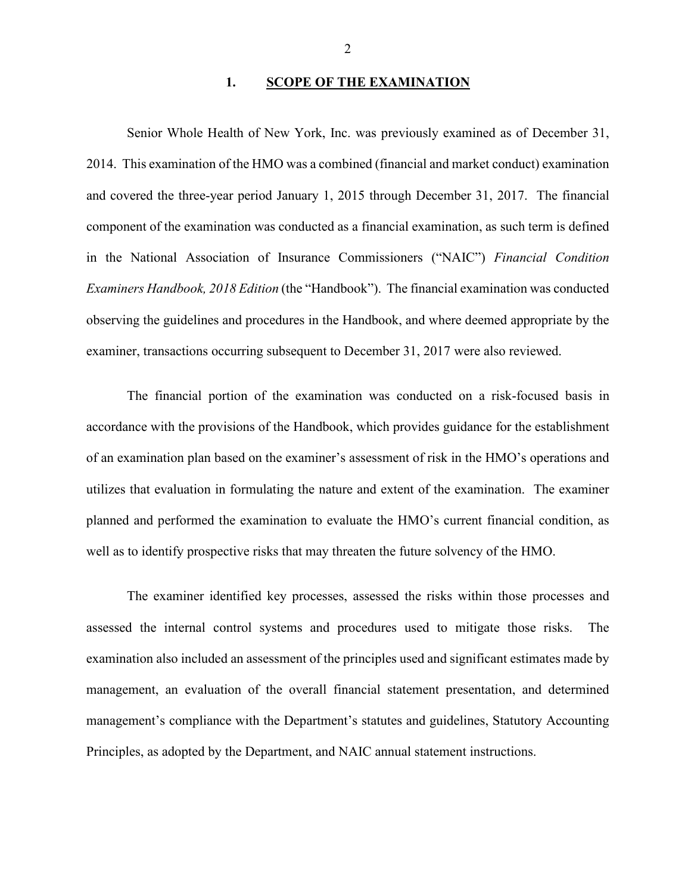## 1. SCOPE OF THE EXAMINATION

Senior Whole Health of New York, Inc. was previously examined as of December 31, 2014. This examination of the HMO was a combined (financial and market conduct) examination and covered the three-year period January 1, 2015 through December 31, 2017. The financial component of the examination was conducted as a financial examination, as such term is defined in the National Association of Insurance Commissioners ("NAIC") *Financial Condition Examiners Handbook, 2018 Edition* (the "Handbook"). The financial examination was conducted observing the guidelines and procedures in the Handbook, and where deemed appropriate by the examiner, transactions occurring subsequent to December 31, 2017 were also reviewed.

The financial portion of the examination was conducted on a risk-focused basis in accordance with the provisions of the Handbook, which provides guidance for the establishment of an examination plan based on the examiner's assessment of risk in the HMO's operations and utilizes that evaluation in formulating the nature and extent of the examination. The examiner planned and performed the examination to evaluate the HMO's current financial condition, as well as to identify prospective risks that may threaten the future solvency of the HMO.

The examiner identified key processes, assessed the risks within those processes and assessed the internal control systems and procedures used to mitigate those risks. The examination also included an assessment of the principles used and significant estimates made by management, an evaluation of the overall financial statement presentation, and determined management's compliance with the Department's statutes and guidelines, Statutory Accounting Principles, as adopted by the Department, and NAIC annual statement instructions.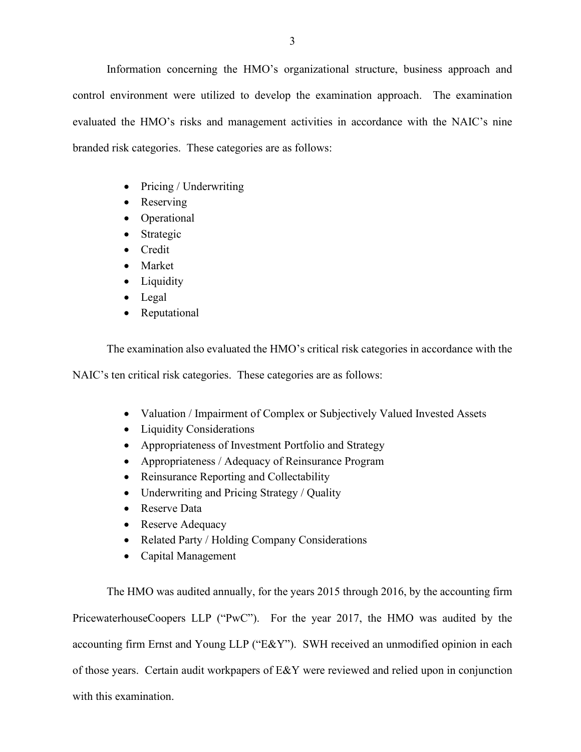Information concerning the HMO's organizational structure, business approach and control environment were utilized to develop the examination approach. The examination evaluated the HMO's risks and management activities in accordance with the NAIC's nine branded risk categories. These categories are as follows:

- Pricing / Underwriting
- Reserving
- Operational
- Strategic
- Credit
- Market
- Liquidity
- Legal
- Reputational

The examination also evaluated the HMO's critical risk categories in accordance with the NAIC's ten critical risk categories. These categories are as follows:

- Valuation / Impairment of Complex or Subjectively Valued Invested Assets
- Liquidity Considerations
- Appropriateness of Investment Portfolio and Strategy
- Appropriateness / Adequacy of Reinsurance Program
- Reinsurance Reporting and Collectability
- Underwriting and Pricing Strategy / Quality
- Reserve Data
- Reserve Adequacy
- Related Party / Holding Company Considerations
- Capital Management

The HMO was audited annually, for the years 2015 through 2016, by the accounting firm PricewaterhouseCoopers LLP ("PwC"). For the year 2017, the HMO was audited by the accounting firm Ernst and Young LLP ("E&Y"). SWH received an unmodified opinion in each of those years. Certain audit workpapers of E&Y were reviewed and relied upon in conjunction with this examination.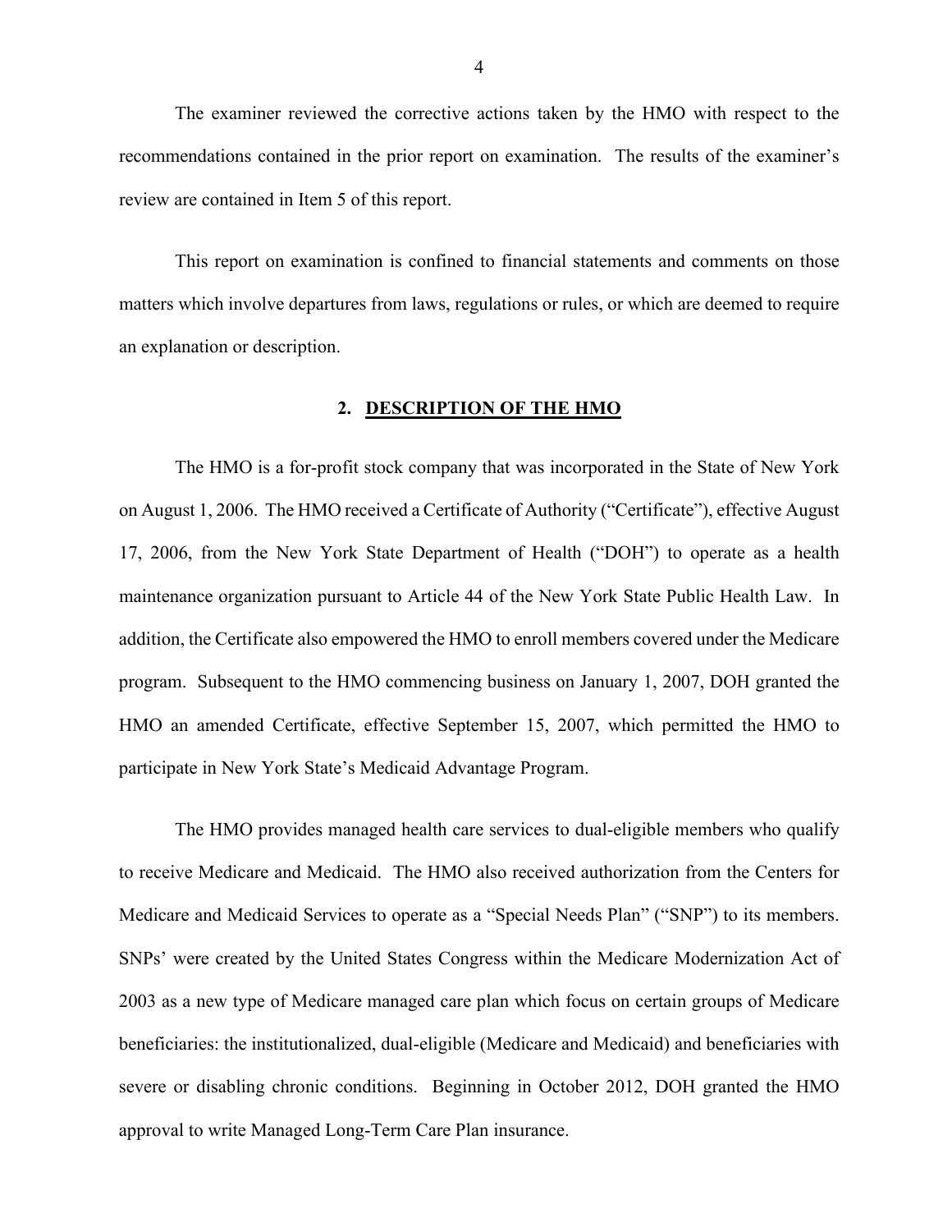The examiner reviewed the corrective actions taken by the HMO with respect to the recommendations contained in the prior report on examination. The results of the examiner's review are contained in Item 5 of this report.

This report on examination is confined to financial statements and comments on those matters which involve departures from laws, regulations or rules, or which are deemed to require an explanation or description.

## 2. DESCRIPTION OF THE HMO

The HMO is a for-profit stock company that was incorporated in the State of New York on August 1, 2006. The HMO received a Certificate of Authority ("Certificate"), effective August 17, 2006, from the New York State Department of Health ("DOH") to operate as a health maintenance organization pursuant to Article 44 of the New York State Public Health Law. In addition, the Certificate also empowered the HMO to enroll members covered under the Medicare program. Subsequent to the HMO commencing business on January 1, 2007, DOH granted the HMO an amended Certificate, effective September 15, 2007, which permitted the HMO to participate in New York State's Medicaid Advantage Program.

The HMO provides managed health care services to dual-eligible members who qualify to receive Medicare and Medicaid. The HMO also received authorization from the Centers for Medicare and Medicaid Services to operate as a "Special Needs Plan" ("SNP") to its members. SNPs' were created by the United States Congress within the Medicare Modernization Act of 2003 as a new type of Medicare managed care plan which focus on certain groups of Medicare beneficiaries: the institutionalized, dual-eligible (Medicare and Medicaid) and beneficiaries with severe or disabling chronic conditions. Beginning in October 2012, DOH granted the HMO approval to write Managed Long-Term Care Plan insurance.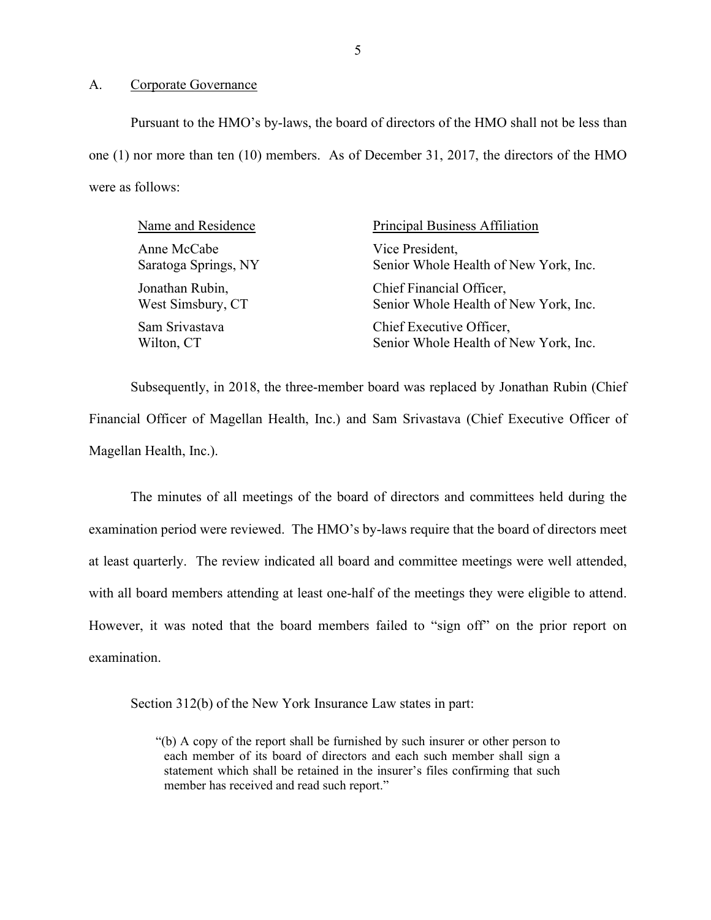## A. Corporate Governance

Pursuant to the HMO's by-laws, the board of directors of the HMO shall not be less than one (1) nor more than ten (10) members. As of December 31, 2017, the directors of the HMO were as follows:

| Name and Residence | Principal Business Affiliation |
|---|---|
| Anne McCabe<br>Saratoga Springs, NY | Vice President,<br>Senior Whole Health of New York, Inc. |
| Jonathan Rubin,<br>West Simsbury, CT | Chief Financial Officer,<br>Senior Whole Health of New York, Inc. |
| Sam Srivastava<br>Wilton, CT | Chief Executive Officer,<br>Senior Whole Health of New York, Inc. |

Subsequently, in 2018, the three-member board was replaced by Jonathan Rubin (Chief Financial Officer of Magellan Health, Inc.) and Sam Srivastava (Chief Executive Officer of Magellan Health, Inc.).

The minutes of all meetings of the board of directors and committees held during the examination period were reviewed. The HMO's by-laws require that the board of directors meet at least quarterly. The review indicated all board and committee meetings were well attended, with all board members attending at least one-half of the meetings they were eligible to attend. However, it was noted that the board members failed to "sign off" on the prior report on examination.

Section 312(b) of the New York Insurance Law states in part:

> "(b) A copy of the report shall be furnished by such insurer or other person to each member of its board of directors and each such member shall sign a statement which shall be retained in the insurer's files confirming that such member has received and read such report."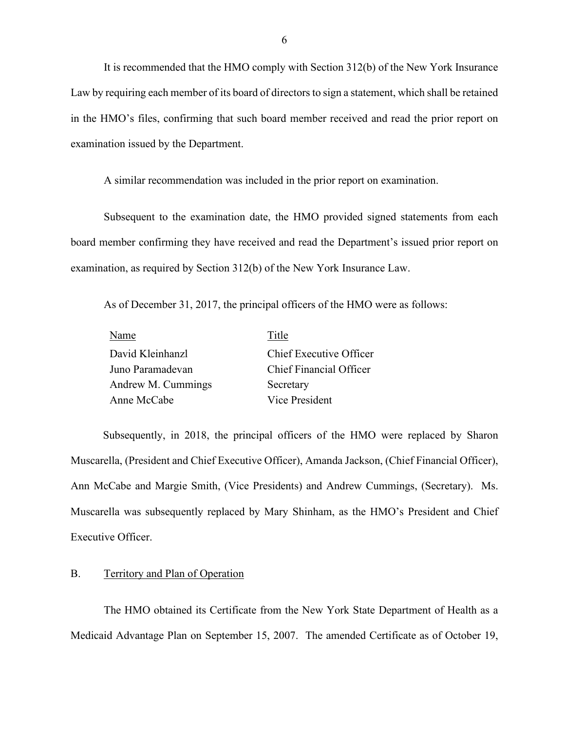It is recommended that the HMO comply with Section 312(b) of the New York Insurance Law by requiring each member of its board of directors to sign a statement, which shall be retained in the HMO's files, confirming that such board member received and read the prior report on examination issued by the Department.

A similar recommendation was included in the prior report on examination.

Subsequent to the examination date, the HMO provided signed statements from each board member confirming they have received and read the Department's issued prior report on examination, as required by Section 312(b) of the New York Insurance Law.

As of December 31, 2017, the principal officers of the HMO were as follows:

| Name | Title |
|---|---|
| David Kleinhanzl | Chief Executive Officer |
| Juno Paramadevan | Chief Financial Officer |
| Andrew M. Cummings | Secretary |
| Anne McCabe | Vice President |

Subsequently, in 2018, the principal officers of the HMO were replaced by Sharon Muscarella, (President and Chief Executive Officer), Amanda Jackson, (Chief Financial Officer), Ann McCabe and Margie Smith, (Vice Presidents) and Andrew Cummings, (Secretary). Ms. Muscarella was subsequently replaced by Mary Shinham, as the HMO's President and Chief Executive Officer.

## B. Territory and Plan of Operation

The HMO obtained its Certificate from the New York State Department of Health as a Medicaid Advantage Plan on September 15, 2007. The amended Certificate as of October 19,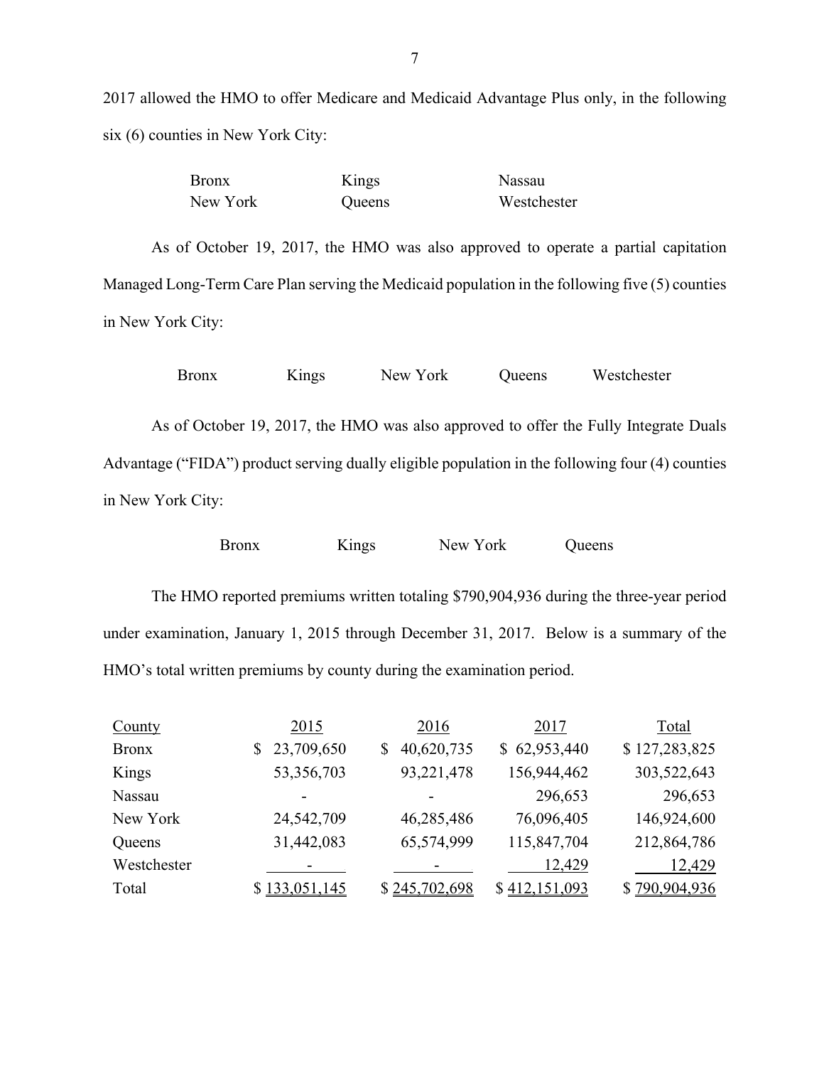2017 allowed the HMO to offer Medicare and Medicaid Advantage Plus only, in the following six (6) counties in New York City:

| | | |
|---|---|---|
| Bronx | Kings | Nassau |
| New York | Queens | Westchester |

As of October 19, 2017, the HMO was also approved to operate a partial capitation Managed Long-Term Care Plan serving the Medicaid population in the following five (5) counties in New York City:

| | | | | |
|---|---|---|---|---|
| Bronx | Kings | New York | Queens | Westchester |

As of October 19, 2017, the HMO was also approved to offer the Fully Integrate Duals Advantage ("FIDA") product serving dually eligible population in the following four (4) counties in New York City:

| | | | |
|---|---|---|---|
| Bronx | Kings | New York | Queens |

The HMO reported premiums written totaling $790,904,936 during the three-year period under examination, January 1, 2015 through December 31, 2017. Below is a summary of the HMO's total written premiums by county during the examination period.

| County | 2015 | 2016 | 2017 | Total |
|---|---|---|---|---|
| Bronx | $ 23,709,650 | $ 40,620,735 | $ 62,953,440 | $ 127,283,825 |
| Kings | 53,356,703 | 93,221,478 | 156,944,462 | 303,522,643 |
| Nassau | - | - | 296,653 | 296,653 |
| New York | 24,542,709 | 46,285,486 | 76,096,405 | 146,924,600 |
| Queens | 31,442,083 | 65,574,999 | 115,847,704 | 212,864,786 |
| Westchester | - | - | 12,429 | 12,429 |
| Total | $ 133,051,145 | $ 245,702,698 | $ 412,151,093 | $ 790,904,936 |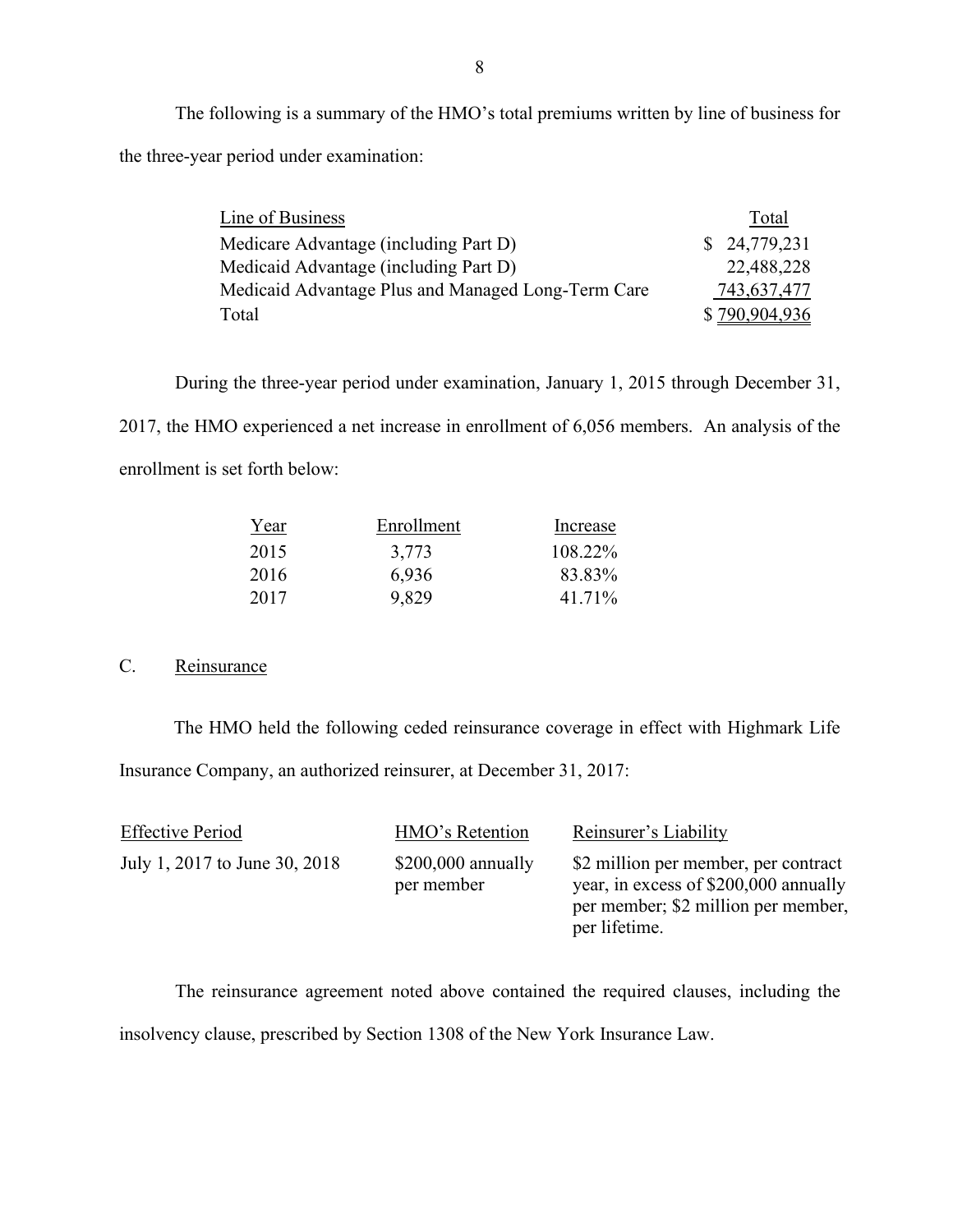The following is a summary of the HMO's total premiums written by line of business for the three-year period under examination:

| Line of Business | Total |
|---|---|
| Medicare Advantage (including Part D) | $ 24,779,231 |
| Medicaid Advantage (including Part D) | 22,488,228 |
| Medicaid Advantage Plus and Managed Long-Term Care | 743,637,477 |
| Total | $ 790,904,936 |

During the three-year period under examination, January 1, 2015 through December 31, 2017, the HMO experienced a net increase in enrollment of 6,056 members. An analysis of the enrollment is set forth below:

| Year | Enrollment | Increase |
|---|---|---|
| 2015 | 3,773 | 108.22% |
| 2016 | 6,936 | 83.83% |
| 2017 | 9,829 | 41.71% |

C. Reinsurance

The HMO held the following ceded reinsurance coverage in effect with Highmark Life Insurance Company, an authorized reinsurer, at December 31, 2017:

| Effective Period | HMO's Retention | Reinsurer's Liability |
|---|---|---|
| July 1, 2017 to June 30, 2018 | $200,000 annually per member | $2 million per member, per contract year, in excess of $200,000 annually per member; $2 million per member, per lifetime. |

The reinsurance agreement noted above contained the required clauses, including the insolvency clause, prescribed by Section 1308 of the New York Insurance Law.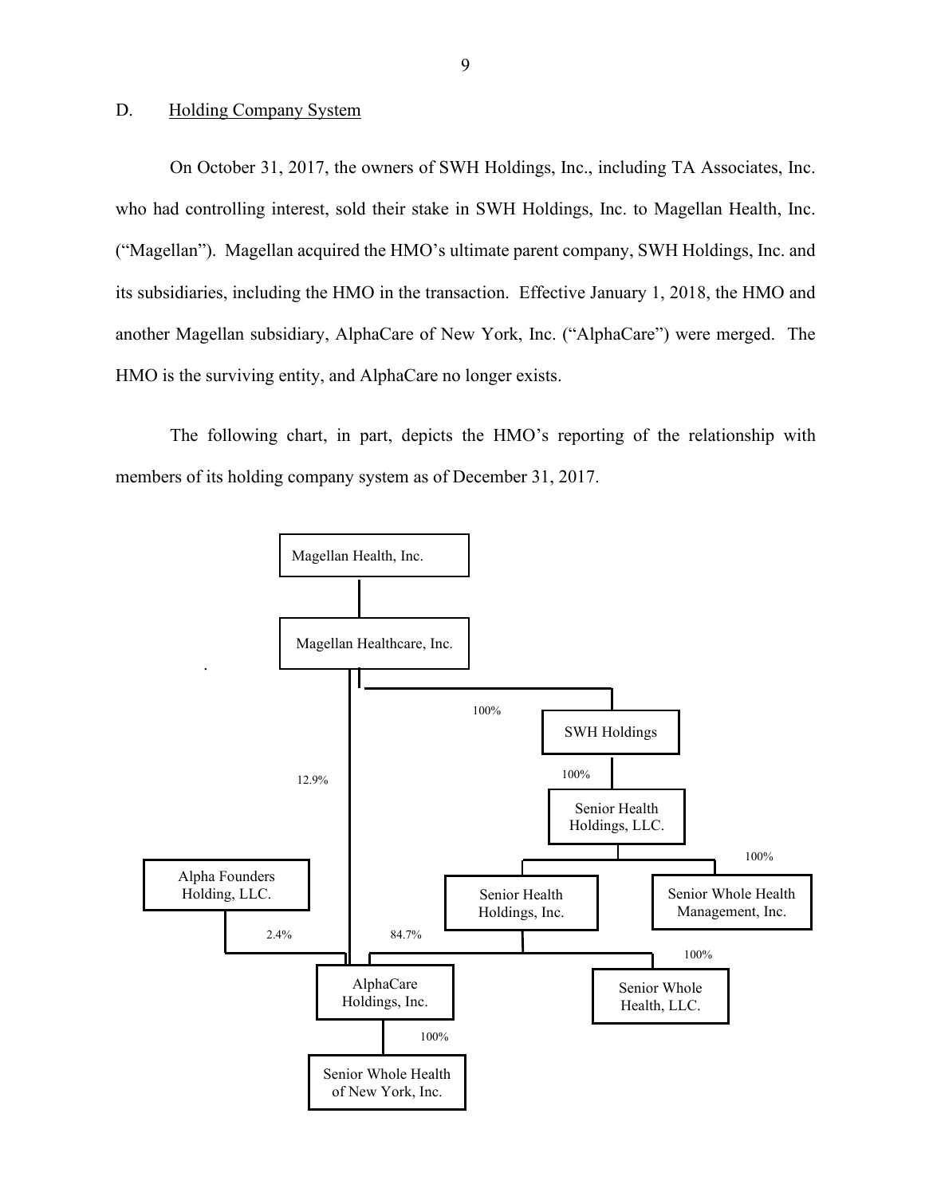## D. Holding Company System

On October 31, 2017, the owners of SWH Holdings, Inc., including TA Associates, Inc. who had controlling interest, sold their stake in SWH Holdings, Inc. to Magellan Health, Inc. ("Magellan"). Magellan acquired the HMO's ultimate parent company, SWH Holdings, Inc. and its subsidiaries, including the HMO in the transaction. Effective January 1, 2018, the HMO and another Magellan subsidiary, AlphaCare of New York, Inc. ("AlphaCare") were merged. The HMO is the surviving entity, and AlphaCare no longer exists.

The following chart, in part, depicts the HMO's reporting of the relationship with members of its holding company system as of December 31, 2017.

Magellan Health, Inc.

Magellan Healthcare, Inc.

100%

SWH Holdings

100%

12.9%

Senior Health Holdings, LLC.

100%

Alpha Founders Holding, LLC.

Senior Health Holdings, Inc.

Senior Whole Health Management, Inc.

2.4%

84.7%

100%

AlphaCare Holdings, Inc.

Senior Whole Health, LLC.

100%

Senior Whole Health of New York, Inc.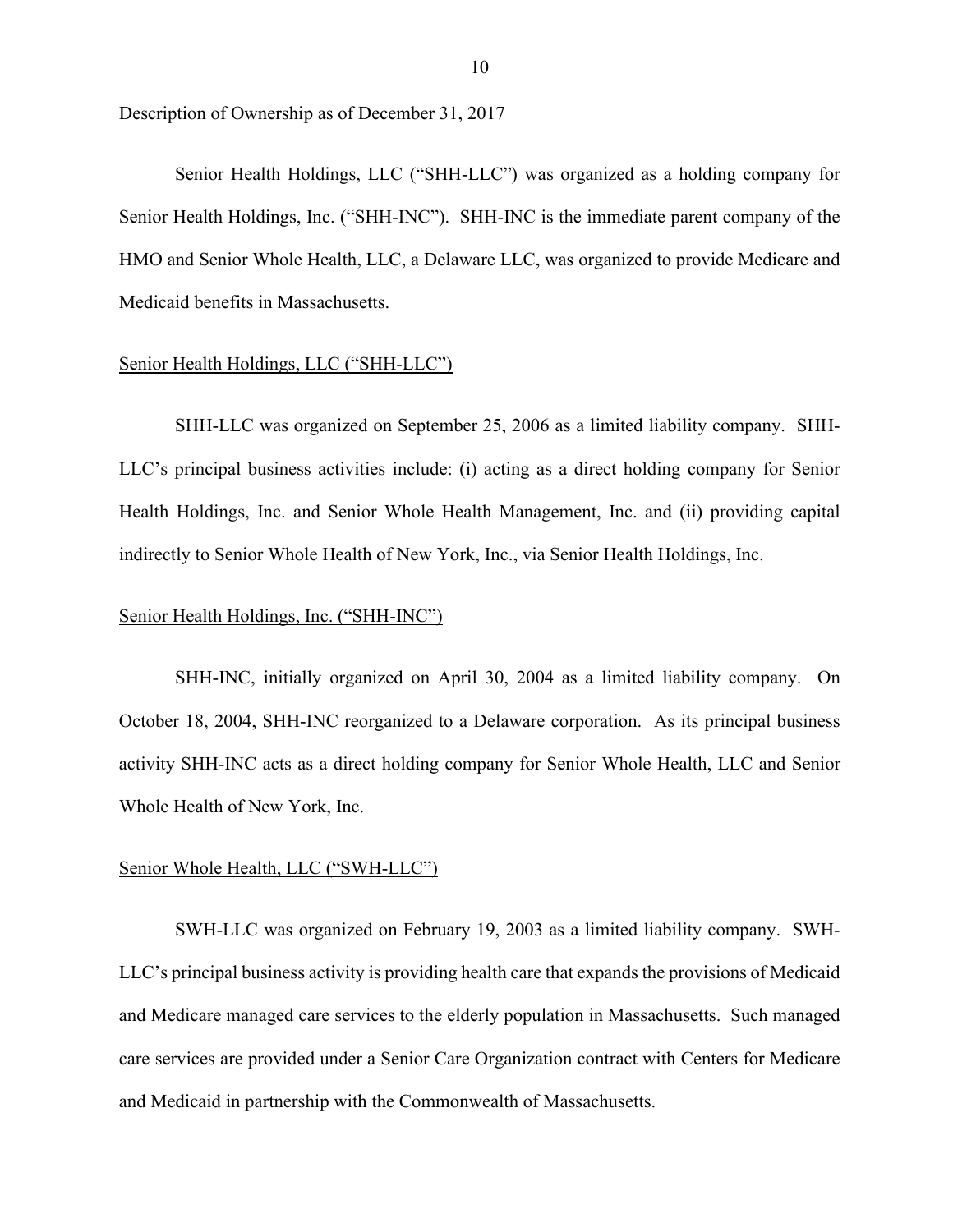Description of Ownership as of December 31, 2017

Senior Health Holdings, LLC ("SHH-LLC") was organized as a holding company for Senior Health Holdings, Inc. ("SHH-INC"). SHH-INC is the immediate parent company of the HMO and Senior Whole Health, LLC, a Delaware LLC, was organized to provide Medicare and Medicaid benefits in Massachusetts.

Senior Health Holdings, LLC ("SHH-LLC")

SHH-LLC was organized on September 25, 2006 as a limited liability company. SHH-LLC's principal business activities include: (i) acting as a direct holding company for Senior Health Holdings, Inc. and Senior Whole Health Management, Inc. and (ii) providing capital indirectly to Senior Whole Health of New York, Inc., via Senior Health Holdings, Inc.

Senior Health Holdings, Inc. ("SHH-INC")

SHH-INC, initially organized on April 30, 2004 as a limited liability company. On October 18, 2004, SHH-INC reorganized to a Delaware corporation. As its principal business activity SHH-INC acts as a direct holding company for Senior Whole Health, LLC and Senior Whole Health of New York, Inc.

Senior Whole Health, LLC ("SWH-LLC")

SWH-LLC was organized on February 19, 2003 as a limited liability company. SWH-LLC's principal business activity is providing health care that expands the provisions of Medicaid and Medicare managed care services to the elderly population in Massachusetts. Such managed care services are provided under a Senior Care Organization contract with Centers for Medicare and Medicaid in partnership with the Commonwealth of Massachusetts.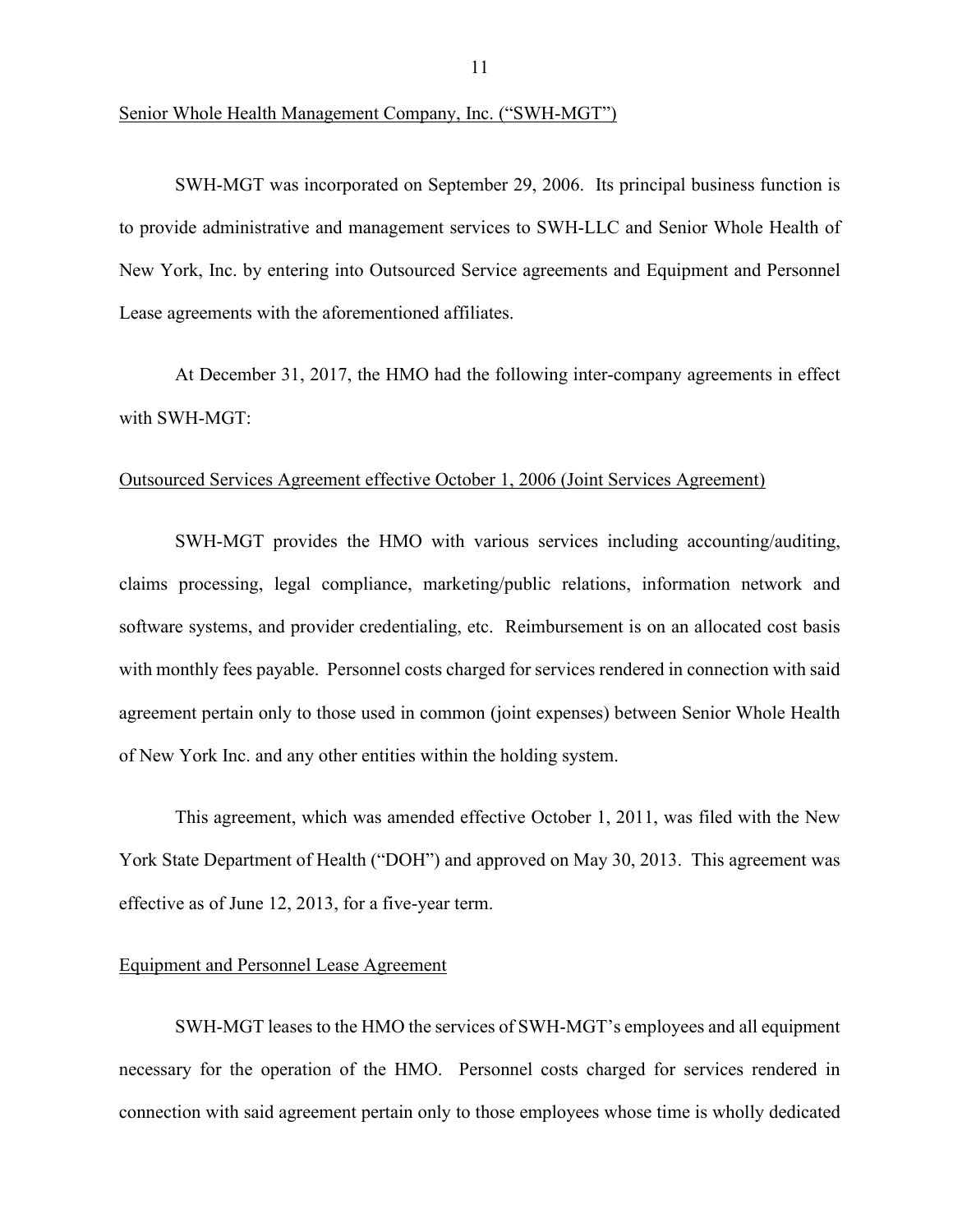Senior Whole Health Management Company, Inc. ("SWH-MGT")

SWH-MGT was incorporated on September 29, 2006. Its principal business function is to provide administrative and management services to SWH-LLC and Senior Whole Health of New York, Inc. by entering into Outsourced Service agreements and Equipment and Personnel Lease agreements with the aforementioned affiliates.

At December 31, 2017, the HMO had the following inter-company agreements in effect with SWH-MGT:

Outsourced Services Agreement effective October 1, 2006 (Joint Services Agreement)

SWH-MGT provides the HMO with various services including accounting/auditing, claims processing, legal compliance, marketing/public relations, information network and software systems, and provider credentialing, etc. Reimbursement is on an allocated cost basis with monthly fees payable. Personnel costs charged for services rendered in connection with said agreement pertain only to those used in common (joint expenses) between Senior Whole Health of New York Inc. and any other entities within the holding system.

This agreement, which was amended effective October 1, 2011, was filed with the New York State Department of Health ("DOH") and approved on May 30, 2013. This agreement was effective as of June 12, 2013, for a five-year term.

Equipment and Personnel Lease Agreement

SWH-MGT leases to the HMO the services of SWH-MGT's employees and all equipment necessary for the operation of the HMO. Personnel costs charged for services rendered in connection with said agreement pertain only to those employees whose time is wholly dedicated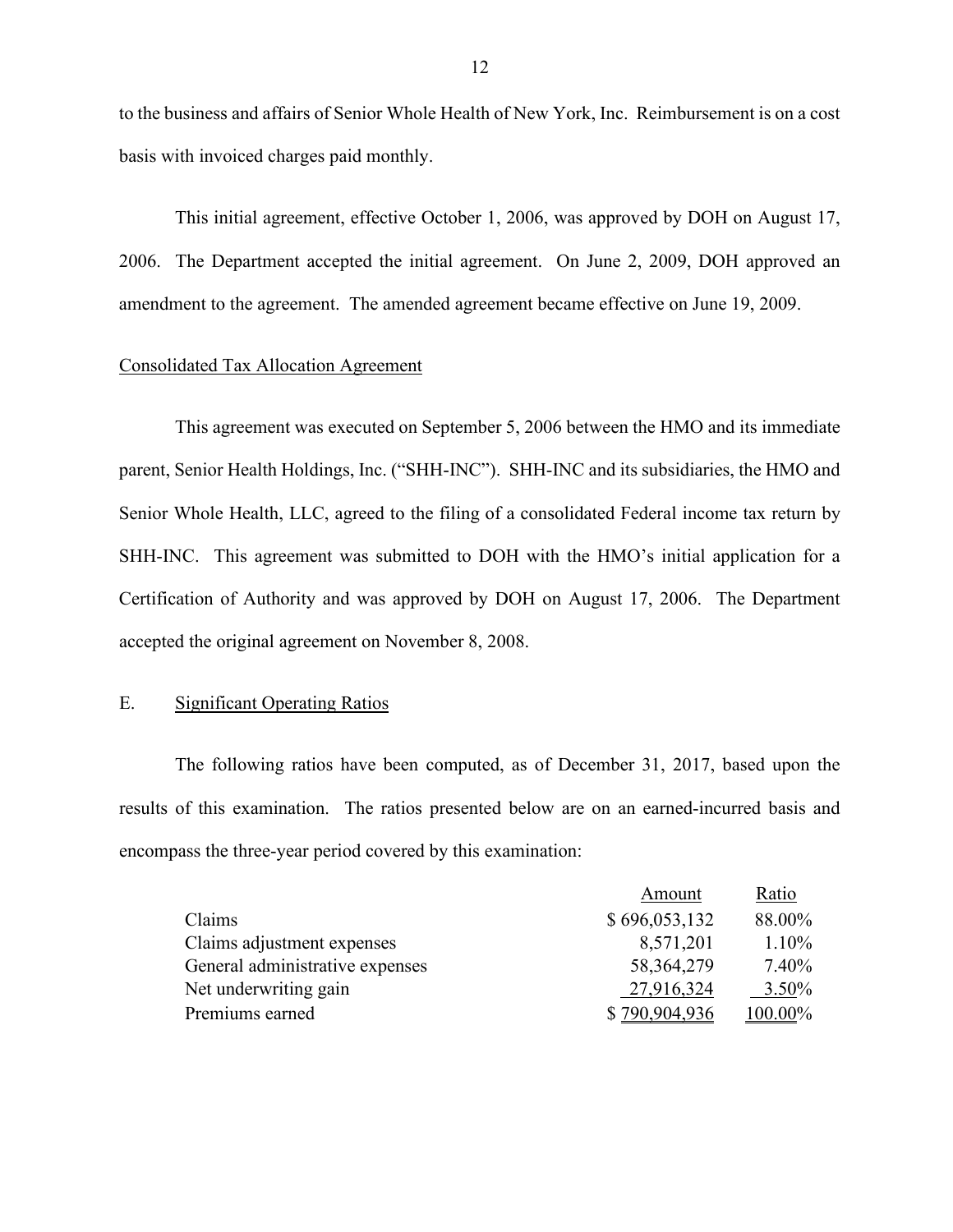to the business and affairs of Senior Whole Health of New York, Inc. Reimbursement is on a cost basis with invoiced charges paid monthly.

This initial agreement, effective October 1, 2006, was approved by DOH on August 17, 2006. The Department accepted the initial agreement. On June 2, 2009, DOH approved an amendment to the agreement. The amended agreement became effective on June 19, 2009.

Consolidated Tax Allocation Agreement

This agreement was executed on September 5, 2006 between the HMO and its immediate parent, Senior Health Holdings, Inc. ("SHH-INC"). SHH-INC and its subsidiaries, the HMO and Senior Whole Health, LLC, agreed to the filing of a consolidated Federal income tax return by SHH-INC. This agreement was submitted to DOH with the HMO's initial application for a Certification of Authority and was approved by DOH on August 17, 2006. The Department accepted the original agreement on November 8, 2008.

## E. Significant Operating Ratios

The following ratios have been computed, as of December 31, 2017, based upon the results of this examination. The ratios presented below are on an earned-incurred basis and encompass the three-year period covered by this examination:

| | Amount | Ratio |
|---|---|---|
| Claims | $ 696,053,132 | 88.00% |
| Claims adjustment expenses | 8,571,201 | 1.10% |
| General administrative expenses | 58,364,279 | 7.40% |
| Net underwriting gain | 27,916,324 | 3.50% |
| Premiums earned | $ 790,904,936 | 100.00% |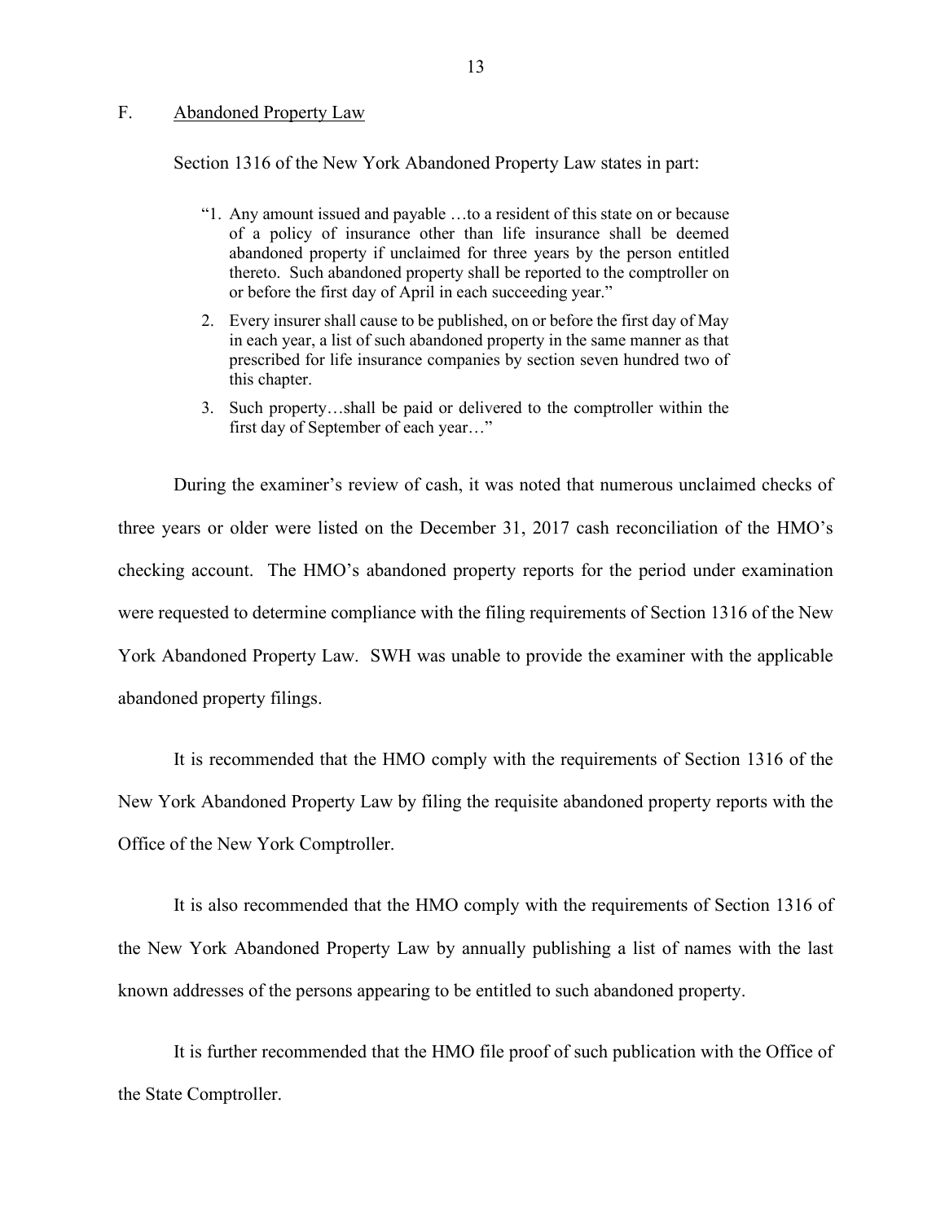## F. Abandoned Property Law

Section 1316 of the New York Abandoned Property Law states in part:

> "1. Any amount issued and payable …to a resident of this state on or because of a policy of insurance other than life insurance shall be deemed abandoned property if unclaimed for three years by the person entitled thereto. Such abandoned property shall be reported to the comptroller on or before the first day of April in each succeeding year."
>
> 2. Every insurer shall cause to be published, on or before the first day of May in each year, a list of such abandoned property in the same manner as that prescribed for life insurance companies by section seven hundred two of this chapter.
>
> 3. Such property…shall be paid or delivered to the comptroller within the first day of September of each year…"

During the examiner's review of cash, it was noted that numerous unclaimed checks of three years or older were listed on the December 31, 2017 cash reconciliation of the HMO's checking account. The HMO's abandoned property reports for the period under examination were requested to determine compliance with the filing requirements of Section 1316 of the New York Abandoned Property Law. SWH was unable to provide the examiner with the applicable abandoned property filings.

It is recommended that the HMO comply with the requirements of Section 1316 of the New York Abandoned Property Law by filing the requisite abandoned property reports with the Office of the New York Comptroller.

It is also recommended that the HMO comply with the requirements of Section 1316 of the New York Abandoned Property Law by annually publishing a list of names with the last known addresses of the persons appearing to be entitled to such abandoned property.

It is further recommended that the HMO file proof of such publication with the Office of the State Comptroller.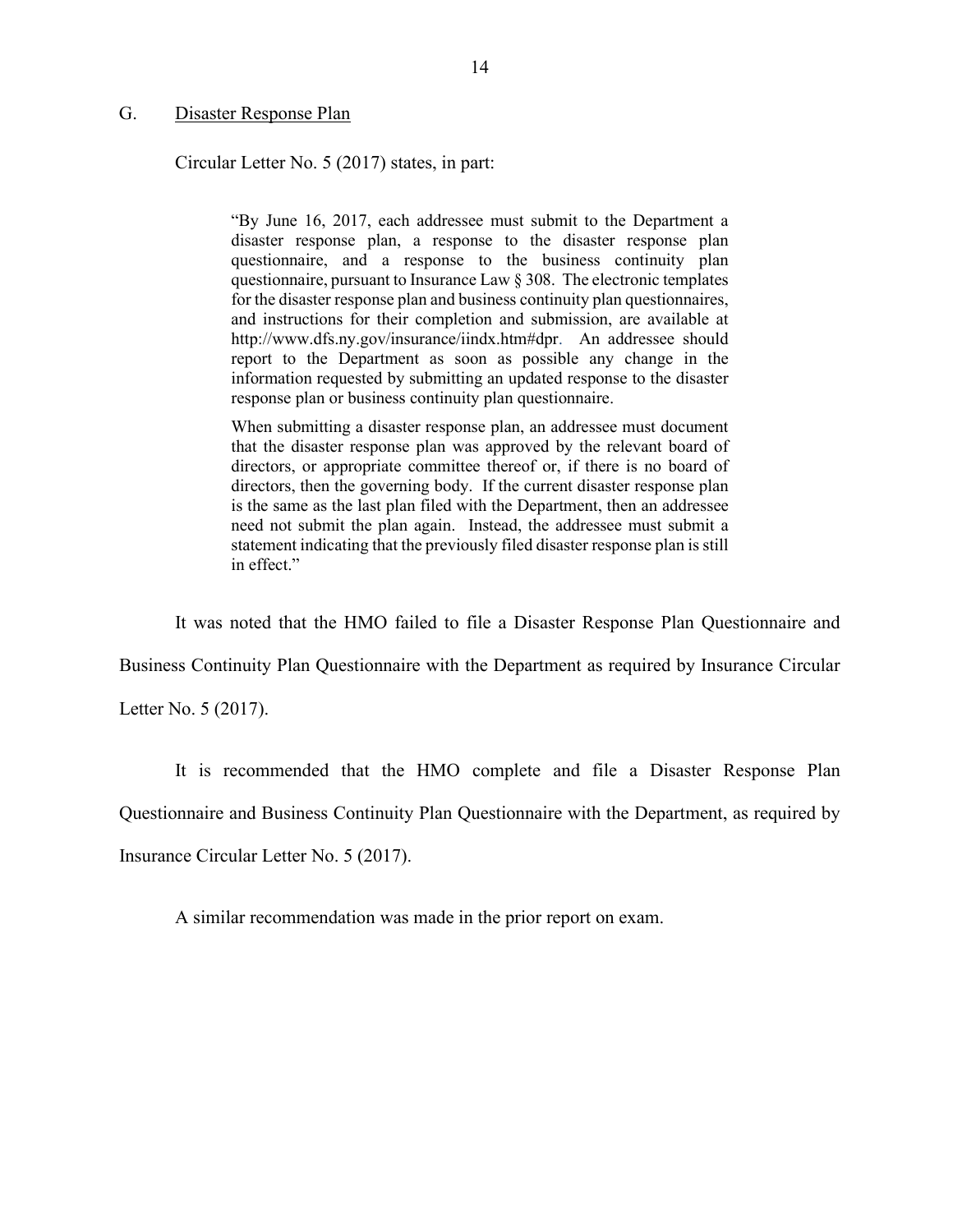## G. Disaster Response Plan

Circular Letter No. 5 (2017) states, in part:

> "By June 16, 2017, each addressee must submit to the Department a disaster response plan, a response to the disaster response plan questionnaire, and a response to the business continuity plan questionnaire, pursuant to Insurance Law § 308. The electronic templates for the disaster response plan and business continuity plan questionnaires, and instructions for their completion and submission, are available at http://www.dfs.ny.gov/insurance/iindx.htm#dpr. An addressee should report to the Department as soon as possible any change in the information requested by submitting an updated response to the disaster response plan or business continuity plan questionnaire.
>
> When submitting a disaster response plan, an addressee must document that the disaster response plan was approved by the relevant board of directors, or appropriate committee thereof or, if there is no board of directors, then the governing body. If the current disaster response plan is the same as the last plan filed with the Department, then an addressee need not submit the plan again. Instead, the addressee must submit a statement indicating that the previously filed disaster response plan is still in effect."

It was noted that the HMO failed to file a Disaster Response Plan Questionnaire and Business Continuity Plan Questionnaire with the Department as required by Insurance Circular Letter No. 5 (2017).

It is recommended that the HMO complete and file a Disaster Response Plan Questionnaire and Business Continuity Plan Questionnaire with the Department, as required by Insurance Circular Letter No. 5 (2017).

A similar recommendation was made in the prior report on exam.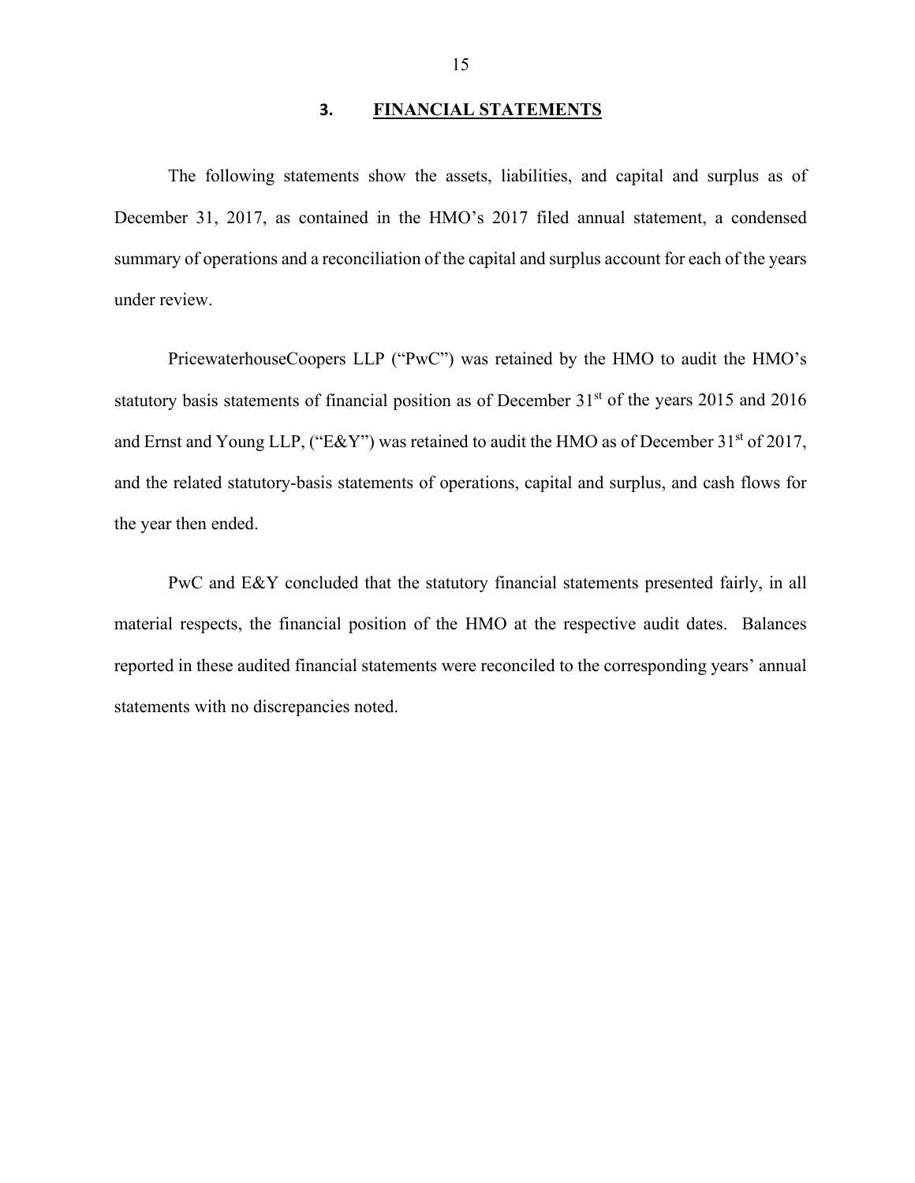## 3. FINANCIAL STATEMENTS

The following statements show the assets, liabilities, and capital and surplus as of December 31, 2017, as contained in the HMO's 2017 filed annual statement, a condensed summary of operations and a reconciliation of the capital and surplus account for each of the years under review.

PricewaterhouseCoopers LLP ("PwC") was retained by the HMO to audit the HMO's statutory basis statements of financial position as of December 31st of the years 2015 and 2016 and Ernst and Young LLP, ("E&Y") was retained to audit the HMO as of December 31st of 2017, and the related statutory-basis statements of operations, capital and surplus, and cash flows for the year then ended.

PwC and E&Y concluded that the statutory financial statements presented fairly, in all material respects, the financial position of the HMO at the respective audit dates. Balances reported in these audited financial statements were reconciled to the corresponding years' annual statements with no discrepancies noted.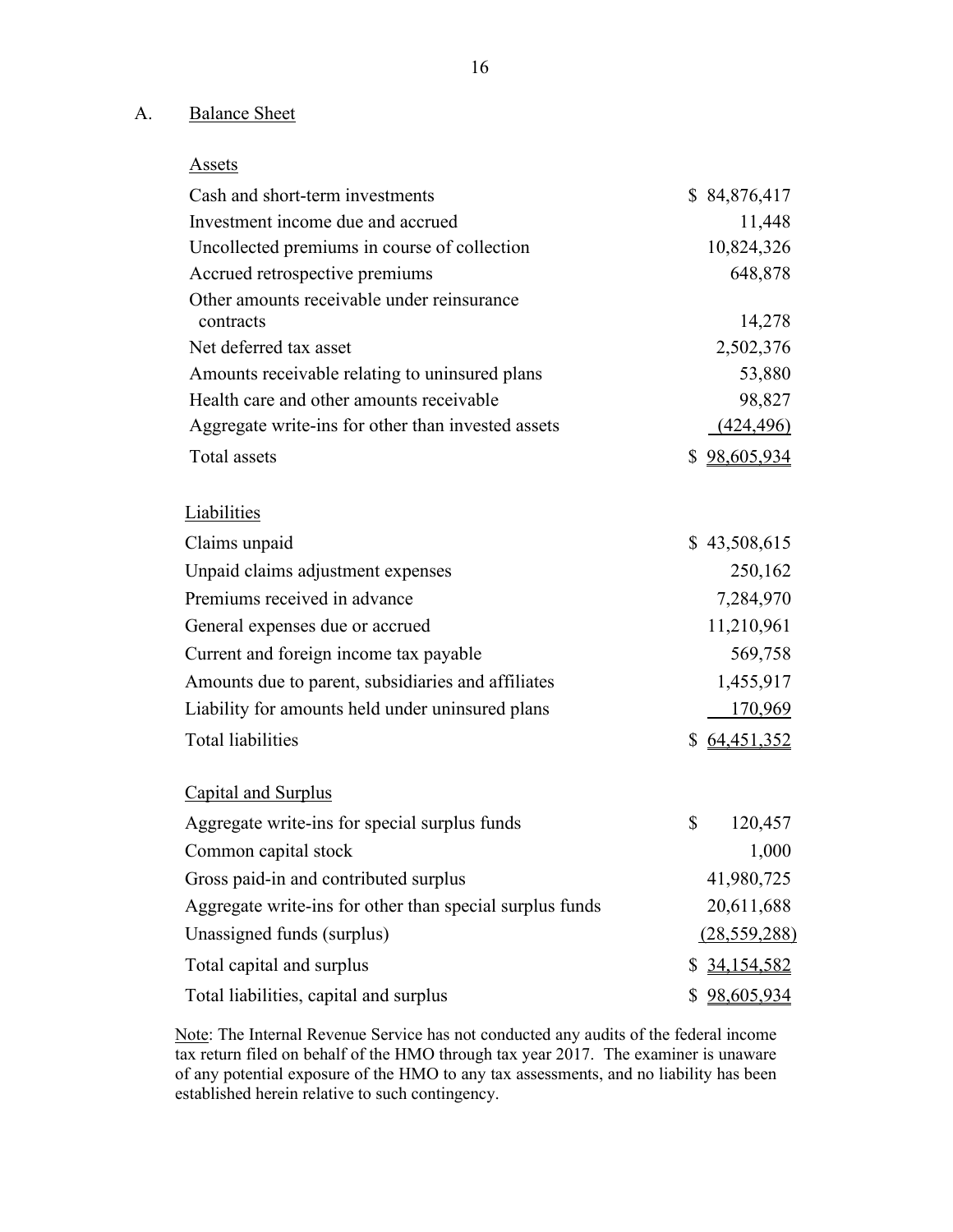## A. Balance Sheet

| Assets | |
|---|---|
| Cash and short-term investments | $ 84,876,417 |
| Investment income due and accrued | 11,448 |
| Uncollected premiums in course of collection | 10,824,326 |
| Accrued retrospective premiums | 648,878 |
| Other amounts receivable under reinsurance contracts | 14,278 |
| Net deferred tax asset | 2,502,376 |
| Amounts receivable relating to uninsured plans | 53,880 |
| Health care and other amounts receivable | 98,827 |
| Aggregate write-ins for other than invested assets | (424,496) |
| Total assets | $ 98,605,934 |

| Liabilities | |
|---|---|
| Claims unpaid | $ 43,508,615 |
| Unpaid claims adjustment expenses | 250,162 |
| Premiums received in advance | 7,284,970 |
| General expenses due or accrued | 11,210,961 |
| Current and foreign income tax payable | 569,758 |
| Amounts due to parent, subsidiaries and affiliates | 1,455,917 |
| Liability for amounts held under uninsured plans | 170,969 |
| Total liabilities | $ 64,451,352 |

| Capital and Surplus | |
|---|---|
| Aggregate write-ins for special surplus funds | $ 120,457 |
| Common capital stock | 1,000 |
| Gross paid-in and contributed surplus | 41,980,725 |
| Aggregate write-ins for other than special surplus funds | 20,611,688 |
| Unassigned funds (surplus) | (28,559,288) |
| Total capital and surplus | $ 34,154,582 |
| Total liabilities, capital and surplus | $ 98,605,934 |

Note: The Internal Revenue Service has not conducted any audits of the federal income tax return filed on behalf of the HMO through tax year 2017. The examiner is unaware of any potential exposure of the HMO to any tax assessments, and no liability has been established herein relative to such contingency.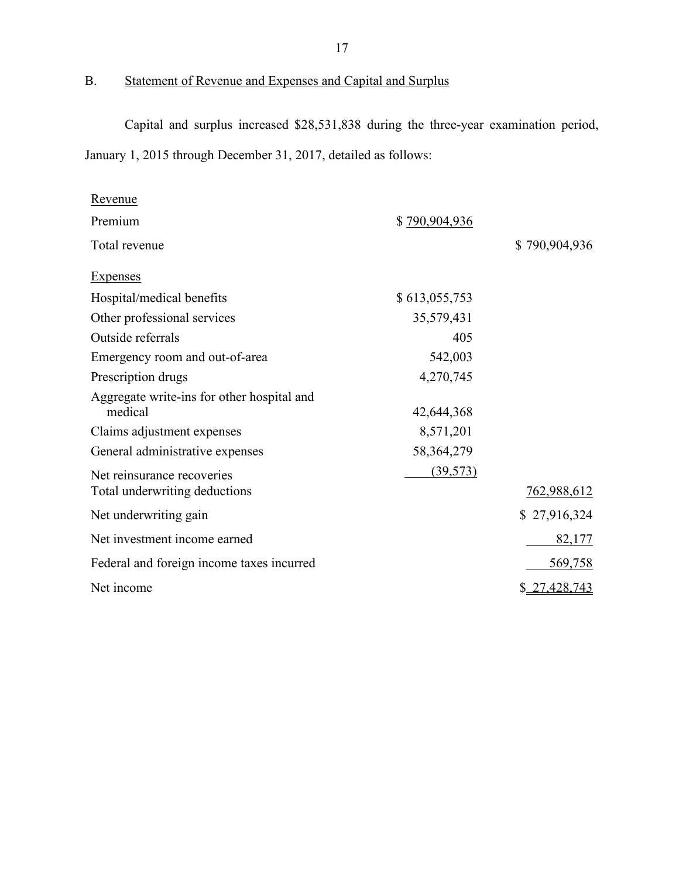## B. Statement of Revenue and Expenses and Capital and Surplus

Capital and surplus increased $28,531,838 during the three-year examination period, January 1, 2015 through December 31, 2017, detailed as follows:

| | | |
|---|---|---|
| Revenue | | |
| Premium | $ 790,904,936 | |
| Total revenue | | $ 790,904,936 |
| Expenses | | |
| Hospital/medical benefits | $ 613,055,753 | |
| Other professional services | 35,579,431 | |
| Outside referrals | 405 | |
| Emergency room and out-of-area | 542,003 | |
| Prescription drugs | 4,270,745 | |
| Aggregate write-ins for other hospital and medical | 42,644,368 | |
| Claims adjustment expenses | 8,571,201 | |
| General administrative expenses | 58,364,279 | |
| Net reinsurance recoveries | (39,573) | |
| Total underwriting deductions | | 762,988,612 |
| Net underwriting gain | | $ 27,916,324 |
| Net investment income earned | | 82,177 |
| Federal and foreign income taxes incurred | | 569,758 |
| Net income | | $ 27,428,743 |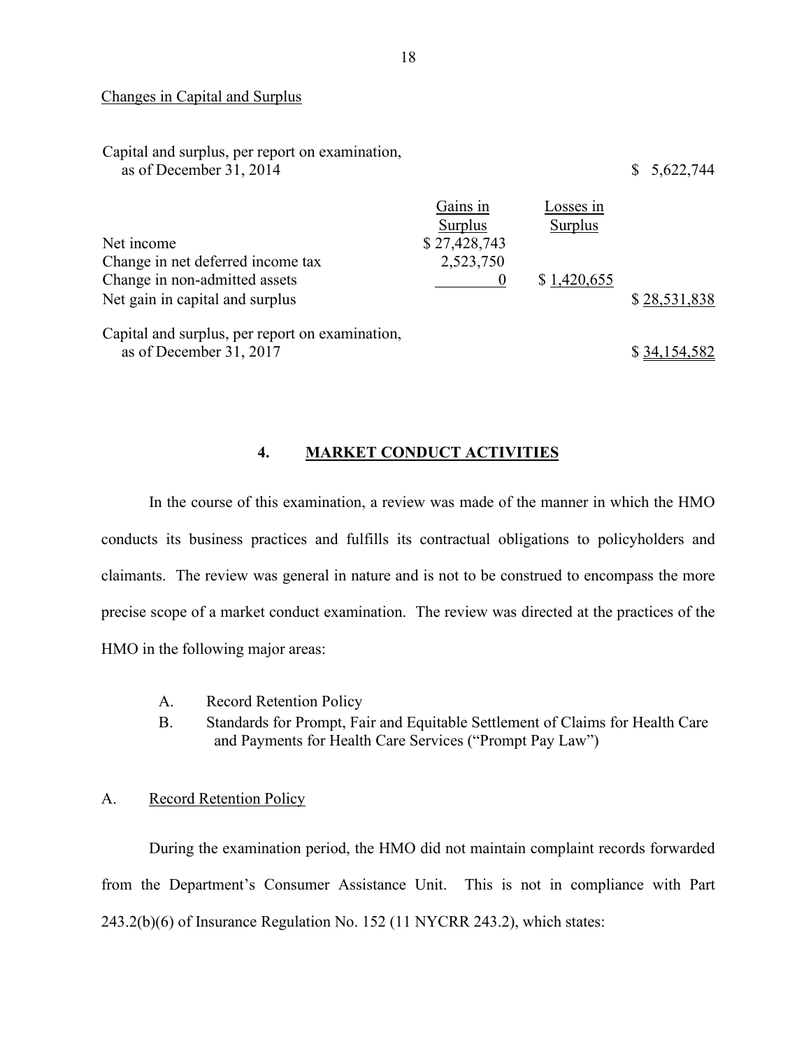Changes in Capital and Surplus

| | Gains in Surplus | Losses in Surplus | |
|---|---|---|---|
| Capital and surplus, per report on examination, as of December 31, 2014 | | | $ 5,622,744 |
| Net income | $ 27,428,743 | | |
| Change in net deferred income tax | 2,523,750 | | |
| Change in non-admitted assets | 0 | $ 1,420,655 | |
| Net gain in capital and surplus | | | $ 28,531,838 |
| Capital and surplus, per report on examination, as of December 31, 2017 | | | $ 34,154,582 |

## 4. MARKET CONDUCT ACTIVITIES

In the course of this examination, a review was made of the manner in which the HMO conducts its business practices and fulfills its contractual obligations to policyholders and claimants. The review was general in nature and is not to be construed to encompass the more precise scope of a market conduct examination. The review was directed at the practices of the HMO in the following major areas:

A. Record Retention Policy
B. Standards for Prompt, Fair and Equitable Settlement of Claims for Health Care and Payments for Health Care Services ("Prompt Pay Law")

### A. Record Retention Policy

During the examination period, the HMO did not maintain complaint records forwarded from the Department's Consumer Assistance Unit. This is not in compliance with Part 243.2(b)(6) of Insurance Regulation No. 152 (11 NYCRR 243.2), which states: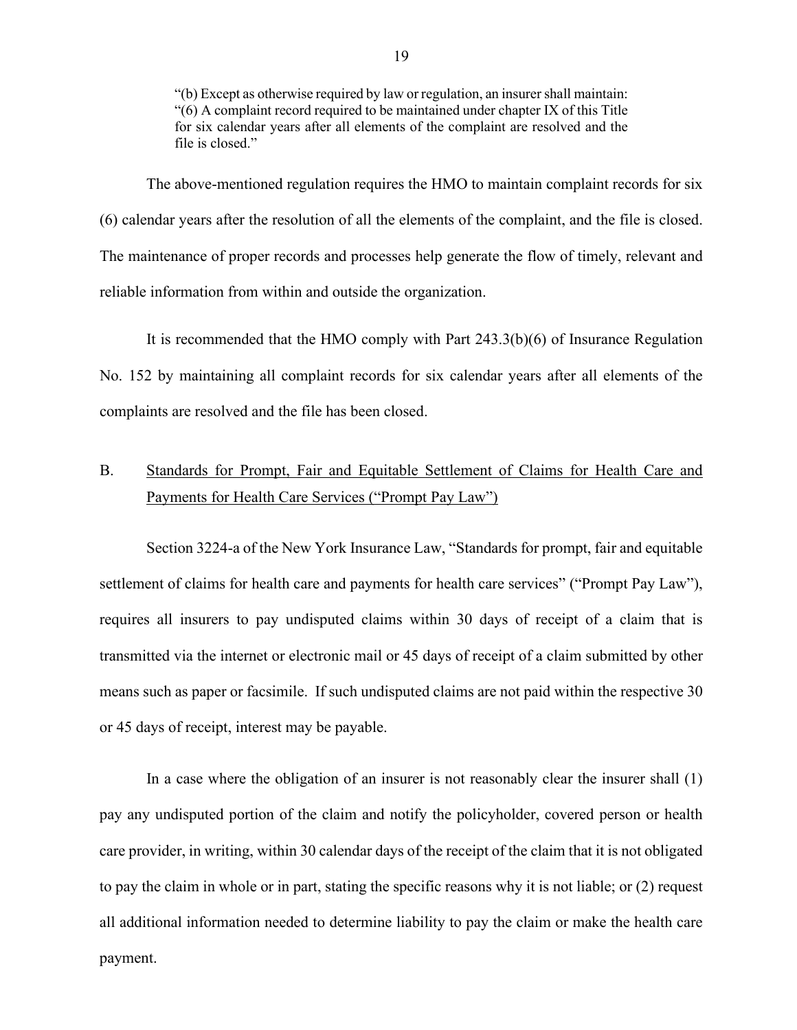> "(b) Except as otherwise required by law or regulation, an insurer shall maintain:
> "(6) A complaint record required to be maintained under chapter IX of this Title for six calendar years after all elements of the complaint are resolved and the file is closed."

The above-mentioned regulation requires the HMO to maintain complaint records for six (6) calendar years after the resolution of all the elements of the complaint, and the file is closed. The maintenance of proper records and processes help generate the flow of timely, relevant and reliable information from within and outside the organization.

It is recommended that the HMO comply with Part 243.3(b)(6) of Insurance Regulation No. 152 by maintaining all complaint records for six calendar years after all elements of the complaints are resolved and the file has been closed.

## B. Standards for Prompt, Fair and Equitable Settlement of Claims for Health Care and Payments for Health Care Services ("Prompt Pay Law")

Section 3224-a of the New York Insurance Law, "Standards for prompt, fair and equitable settlement of claims for health care and payments for health care services" ("Prompt Pay Law"), requires all insurers to pay undisputed claims within 30 days of receipt of a claim that is transmitted via the internet or electronic mail or 45 days of receipt of a claim submitted by other means such as paper or facsimile. If such undisputed claims are not paid within the respective 30 or 45 days of receipt, interest may be payable.

In a case where the obligation of an insurer is not reasonably clear the insurer shall (1) pay any undisputed portion of the claim and notify the policyholder, covered person or health care provider, in writing, within 30 calendar days of the receipt of the claim that it is not obligated to pay the claim in whole or in part, stating the specific reasons why it is not liable; or (2) request all additional information needed to determine liability to pay the claim or make the health care payment.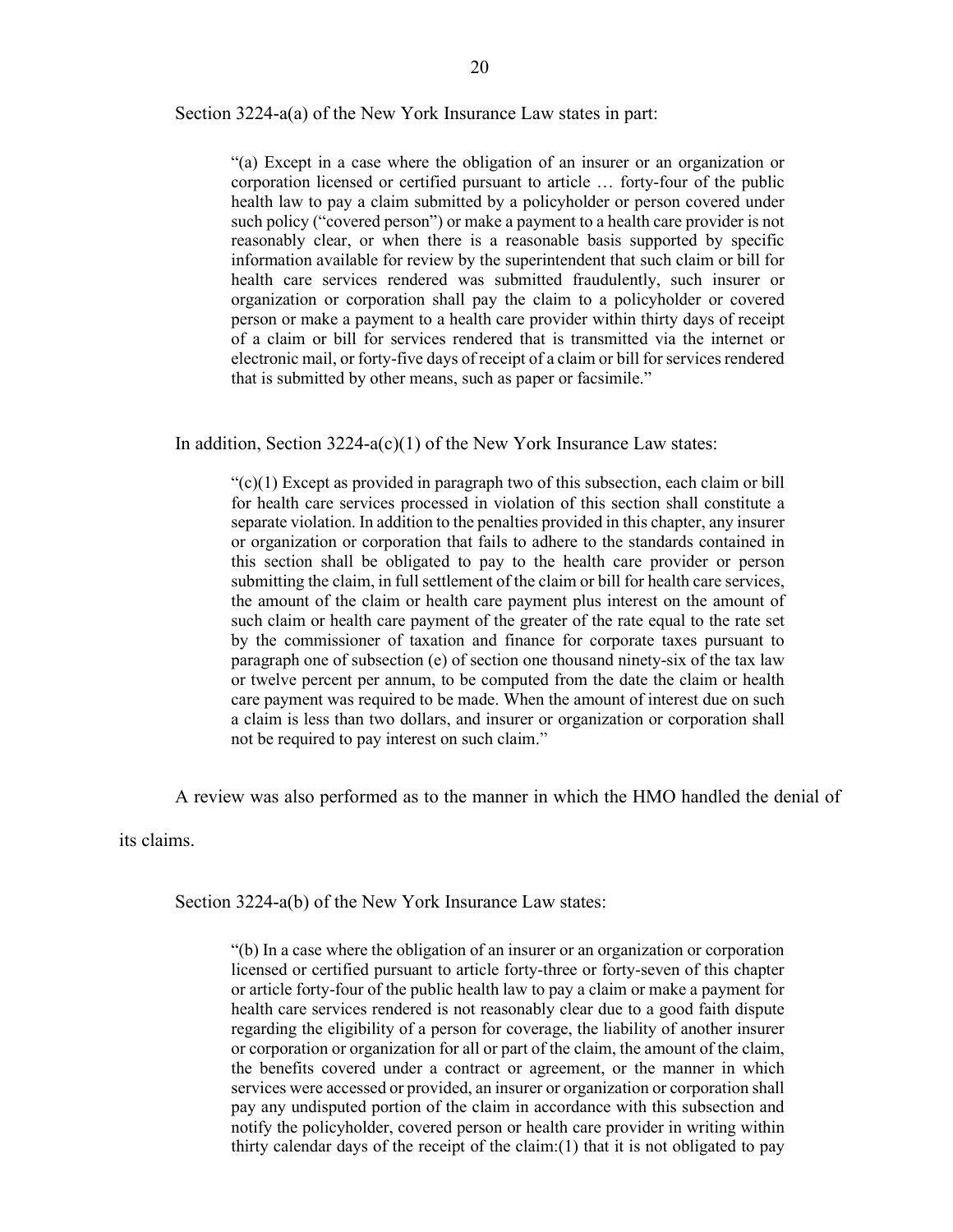Section 3224-a(a) of the New York Insurance Law states in part:

> "(a) Except in a case where the obligation of an insurer or an organization or corporation licensed or certified pursuant to article … forty-four of the public health law to pay a claim submitted by a policyholder or person covered under such policy ("covered person") or make a payment to a health care provider is not reasonably clear, or when there is a reasonable basis supported by specific information available for review by the superintendent that such claim or bill for health care services rendered was submitted fraudulently, such insurer or organization or corporation shall pay the claim to a policyholder or covered person or make a payment to a health care provider within thirty days of receipt of a claim or bill for services rendered that is transmitted via the internet or electronic mail, or forty-five days of receipt of a claim or bill for services rendered that is submitted by other means, such as paper or facsimile."

In addition, Section 3224-a(c)(1) of the New York Insurance Law states:

> "(c)(1) Except as provided in paragraph two of this subsection, each claim or bill for health care services processed in violation of this section shall constitute a separate violation. In addition to the penalties provided in this chapter, any insurer or organization or corporation that fails to adhere to the standards contained in this section shall be obligated to pay to the health care provider or person submitting the claim, in full settlement of the claim or bill for health care services, the amount of the claim or health care payment plus interest on the amount of such claim or health care payment of the greater of the rate equal to the rate set by the commissioner of taxation and finance for corporate taxes pursuant to paragraph one of subsection (e) of section one thousand ninety-six of the tax law or twelve percent per annum, to be computed from the date the claim or health care payment was required to be made. When the amount of interest due on such a claim is less than two dollars, and insurer or organization or corporation shall not be required to pay interest on such claim."

A review was also performed as to the manner in which the HMO handled the denial of its claims.

Section 3224-a(b) of the New York Insurance Law states:

> "(b) In a case where the obligation of an insurer or an organization or corporation licensed or certified pursuant to article forty-three or forty-seven of this chapter or article forty-four of the public health law to pay a claim or make a payment for health care services rendered is not reasonably clear due to a good faith dispute regarding the eligibility of a person for coverage, the liability of another insurer or corporation or organization for all or part of the claim, the amount of the claim, the benefits covered under a contract or agreement, or the manner in which services were accessed or provided, an insurer or organization or corporation shall pay any undisputed portion of the claim in accordance with this subsection and notify the policyholder, covered person or health care provider in writing within thirty calendar days of the receipt of the claim:(1) that it is not obligated to pay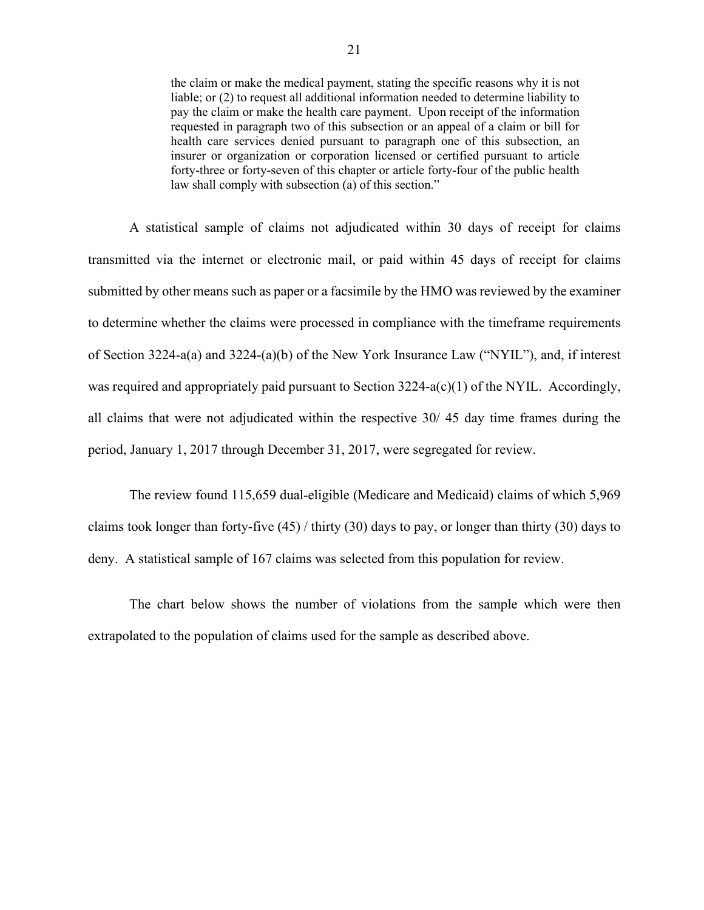> the claim or make the medical payment, stating the specific reasons why it is not liable; or (2) to request all additional information needed to determine liability to pay the claim or make the health care payment. Upon receipt of the information requested in paragraph two of this subsection or an appeal of a claim or bill for health care services denied pursuant to paragraph one of this subsection, an insurer or organization or corporation licensed or certified pursuant to article forty-three or forty-seven of this chapter or article forty-four of the public health law shall comply with subsection (a) of this section."

A statistical sample of claims not adjudicated within 30 days of receipt for claims transmitted via the internet or electronic mail, or paid within 45 days of receipt for claims submitted by other means such as paper or a facsimile by the HMO was reviewed by the examiner to determine whether the claims were processed in compliance with the timeframe requirements of Section 3224-a(a) and 3224-(a)(b) of the New York Insurance Law ("NYIL"), and, if interest was required and appropriately paid pursuant to Section 3224-a(c)(1) of the NYIL. Accordingly, all claims that were not adjudicated within the respective 30/ 45 day time frames during the period, January 1, 2017 through December 31, 2017, were segregated for review.

The review found 115,659 dual-eligible (Medicare and Medicaid) claims of which 5,969 claims took longer than forty-five (45) / thirty (30) days to pay, or longer than thirty (30) days to deny. A statistical sample of 167 claims was selected from this population for review.

The chart below shows the number of violations from the sample which were then extrapolated to the population of claims used for the sample as described above.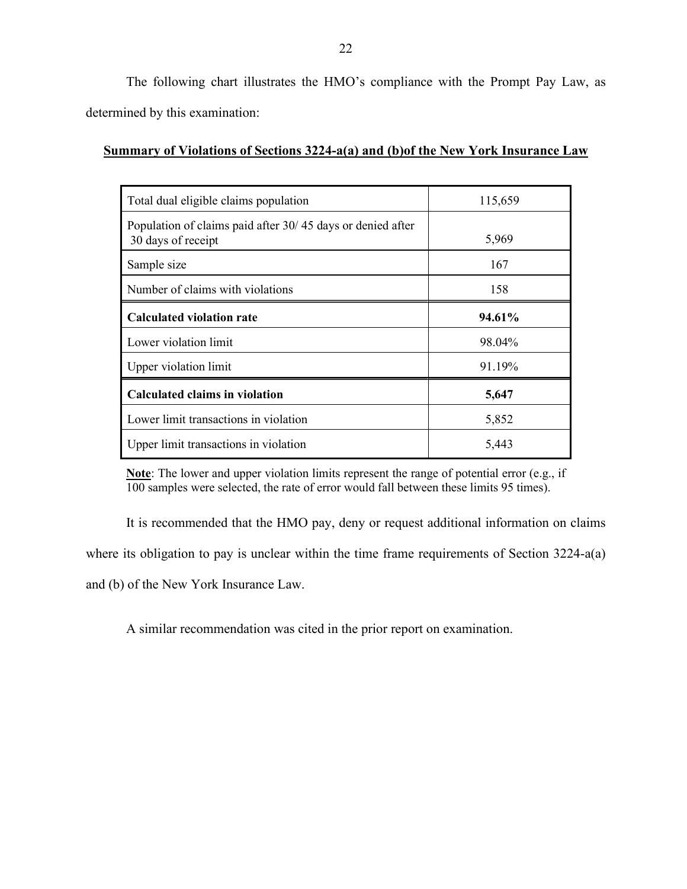The following chart illustrates the HMO's compliance with the Prompt Pay Law, as determined by this examination:

**<u>Summary of Violations of Sections 3224-a(a) and (b)of the New York Insurance Law</u>**

| | |
|---|---|
| Total dual eligible claims population | 115,659 |
| Population of claims paid after 30/ 45 days or denied after 30 days of receipt | 5,969 |
| Sample size | 167 |
| Number of claims with violations | 158 |
| **Calculated violation rate** | **94.61%** |
| Lower violation limit | 98.04% |
| Upper violation limit | 91.19% |
| **Calculated claims in violation** | **5,647** |
| Lower limit transactions in violation | 5,852 |
| Upper limit transactions in violation | 5,443 |

**<u>Note</u>**: The lower and upper violation limits represent the range of potential error (e.g., if 100 samples were selected, the rate of error would fall between these limits 95 times).

It is recommended that the HMO pay, deny or request additional information on claims where its obligation to pay is unclear within the time frame requirements of Section 3224-a(a) and (b) of the New York Insurance Law.

A similar recommendation was cited in the prior report on examination.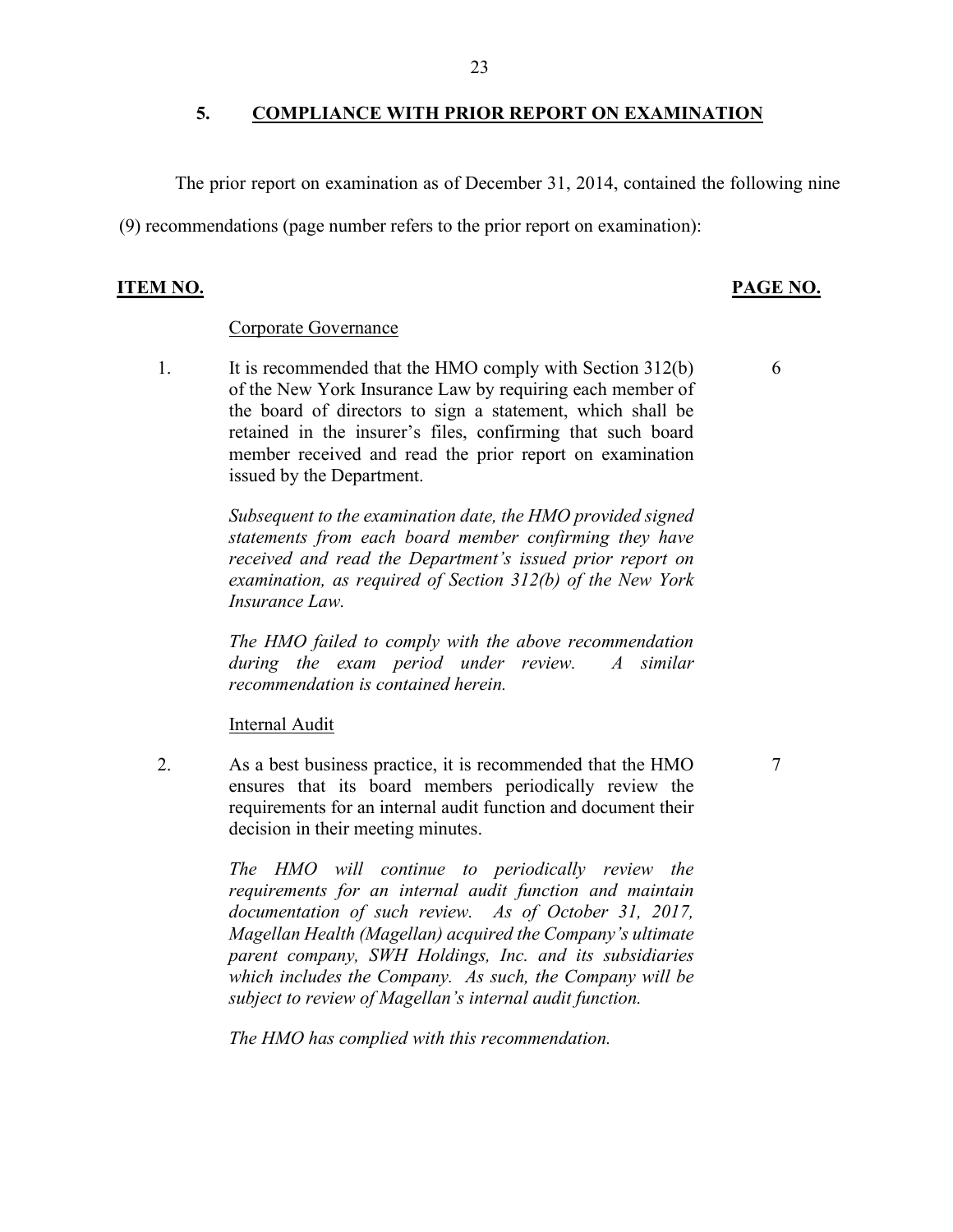## 5. COMPLIANCE WITH PRIOR REPORT ON EXAMINATION

The prior report on examination as of December 31, 2014, contained the following nine (9) recommendations (page number refers to the prior report on examination):

| ITEM NO. | | PAGE NO. |
|---|---|---|
| | Corporate Governance | |
| 1. | It is recommended that the HMO comply with Section 312(b) of the New York Insurance Law by requiring each member of the board of directors to sign a statement, which shall be retained in the insurer's files, confirming that such board member received and read the prior report on examination issued by the Department. | 6 |
| | *Subsequent to the examination date, the HMO provided signed statements from each board member confirming they have received and read the Department's issued prior report on examination, as required of Section 312(b) of the New York Insurance Law.* | |
| | *The HMO failed to comply with the above recommendation during the exam period under review. A similar recommendation is contained herein.* | |
| | Internal Audit | |
| 2. | As a best business practice, it is recommended that the HMO ensures that its board members periodically review the requirements for an internal audit function and document their decision in their meeting minutes. | 7 |
| | *The HMO will continue to periodically review the requirements for an internal audit function and maintain documentation of such review. As of October 31, 2017, Magellan Health (Magellan) acquired the Company's ultimate parent company, SWH Holdings, Inc. and its subsidiaries which includes the Company. As such, the Company will be subject to review of Magellan's internal audit function.* | |
| | *The HMO has complied with this recommendation.* | |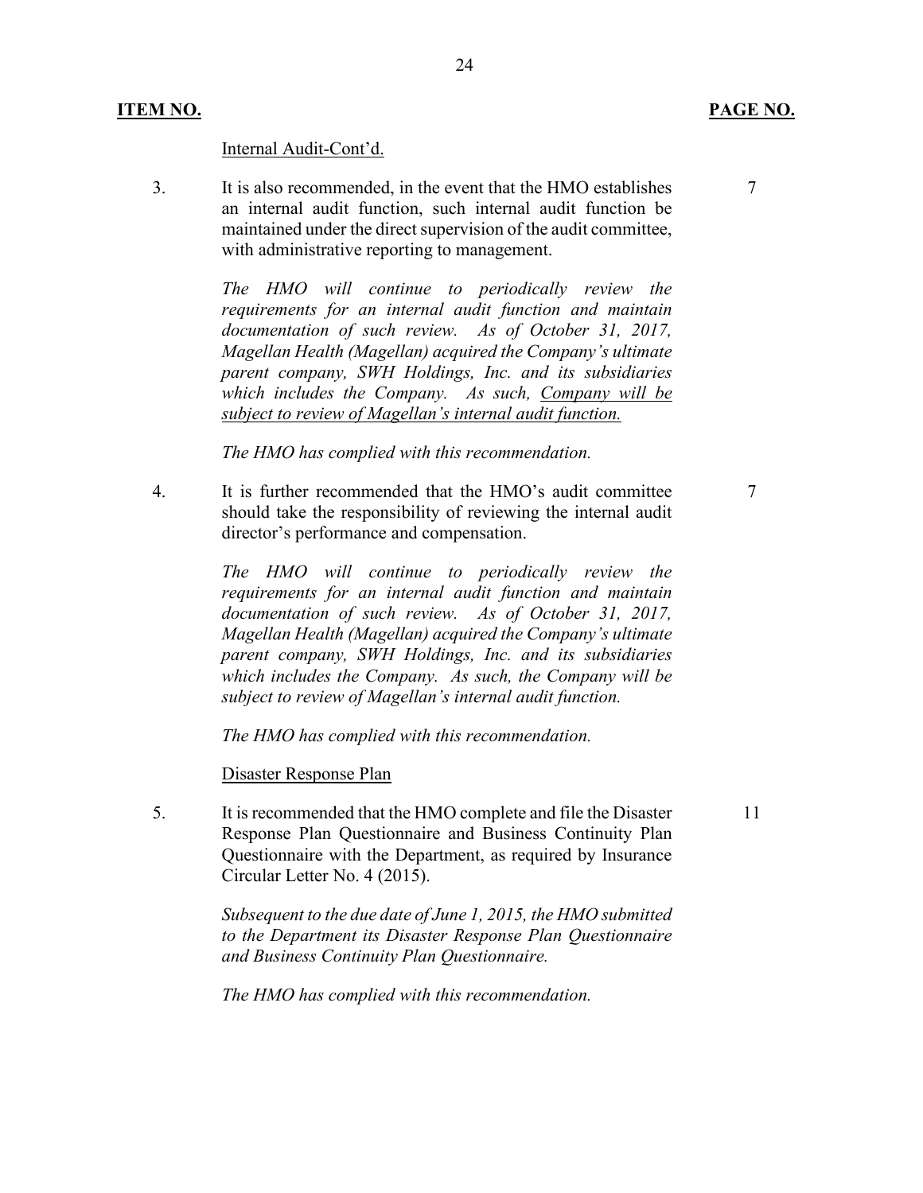| **ITEM NO.** | | **PAGE NO.** |
|---|---|---|
| | Internal Audit-Cont'd. | |
| 3. | It is also recommended, in the event that the HMO establishes an internal audit function, such internal audit function be maintained under the direct supervision of the audit committee, with administrative reporting to management.<br><br>*The HMO will continue to periodically review the requirements for an internal audit function and maintain documentation of such review. As of October 31, 2017, Magellan Health (Magellan) acquired the Company's ultimate parent company, SWH Holdings, Inc. and its subsidiaries which includes the Company. As such, <u>Company will be subject to review of Magellan's internal audit function.</u>*<br><br>*The HMO has complied with this recommendation.* | 7 |
| 4. | It is further recommended that the HMO's audit committee should take the responsibility of reviewing the internal audit director's performance and compensation.<br><br>*The HMO will continue to periodically review the requirements for an internal audit function and maintain documentation of such review. As of October 31, 2017, Magellan Health (Magellan) acquired the Company's ultimate parent company, SWH Holdings, Inc. and its subsidiaries which includes the Company. As such, the Company will be subject to review of Magellan's internal audit function.*<br><br>*The HMO has complied with this recommendation.* | 7 |
| | Disaster Response Plan | |
| 5. | It is recommended that the HMO complete and file the Disaster Response Plan Questionnaire and Business Continuity Plan Questionnaire with the Department, as required by Insurance Circular Letter No. 4 (2015).<br><br>*Subsequent to the due date of June 1, 2015, the HMO submitted to the Department its Disaster Response Plan Questionnaire and Business Continuity Plan Questionnaire.*<br><br>*The HMO has complied with this recommendation.* | 11 |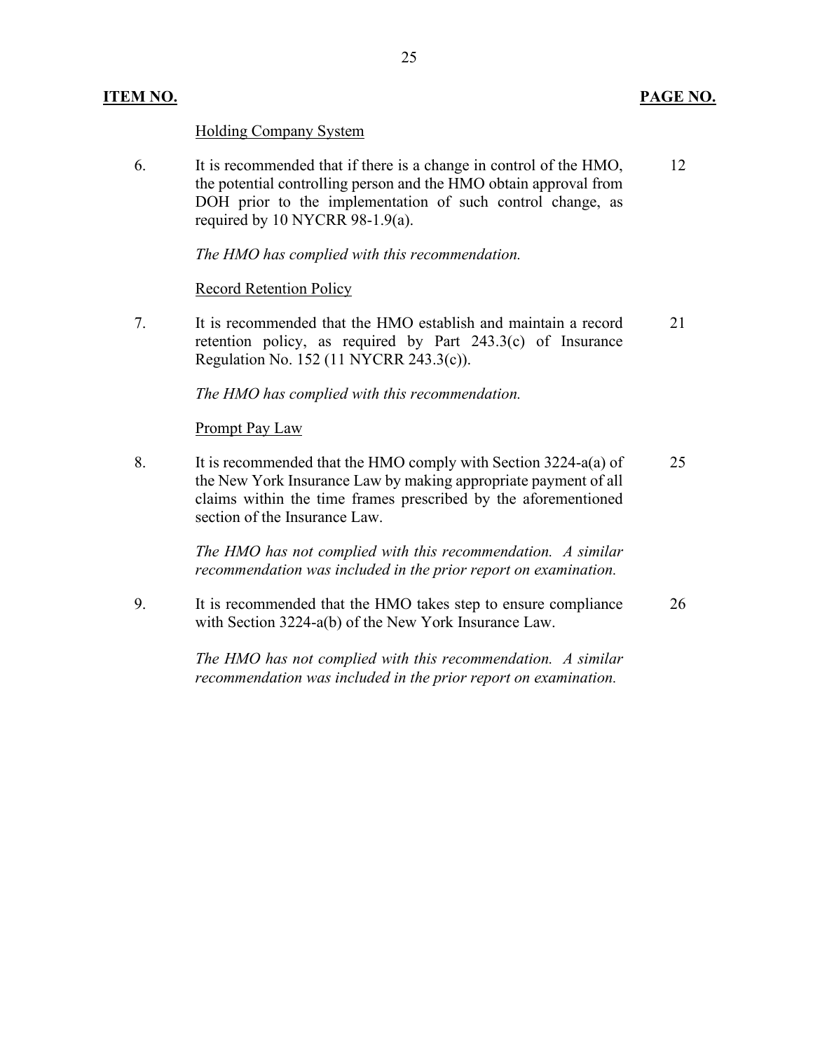| **ITEM NO.** | | **PAGE NO.** |
|---|---|---|
| | Holding Company System | |
| 6. | It is recommended that if there is a change in control of the HMO, the potential controlling person and the HMO obtain approval from DOH prior to the implementation of such control change, as required by 10 NYCRR 98-1.9(a). | 12 |
| | *The HMO has complied with this recommendation.* | |
| | Record Retention Policy | |
| 7. | It is recommended that the HMO establish and maintain a record retention policy, as required by Part 243.3(c) of Insurance Regulation No. 152 (11 NYCRR 243.3(c)). | 21 |
| | *The HMO has complied with this recommendation.* | |
| | Prompt Pay Law | |
| 8. | It is recommended that the HMO comply with Section 3224-a(a) of the New York Insurance Law by making appropriate payment of all claims within the time frames prescribed by the aforementioned section of the Insurance Law. | 25 |
| | *The HMO has not complied with this recommendation. A similar recommendation was included in the prior report on examination.* | |
| 9. | It is recommended that the HMO takes step to ensure compliance with Section 3224-a(b) of the New York Insurance Law. | 26 |
| | *The HMO has not complied with this recommendation. A similar recommendation was included in the prior report on examination.* | |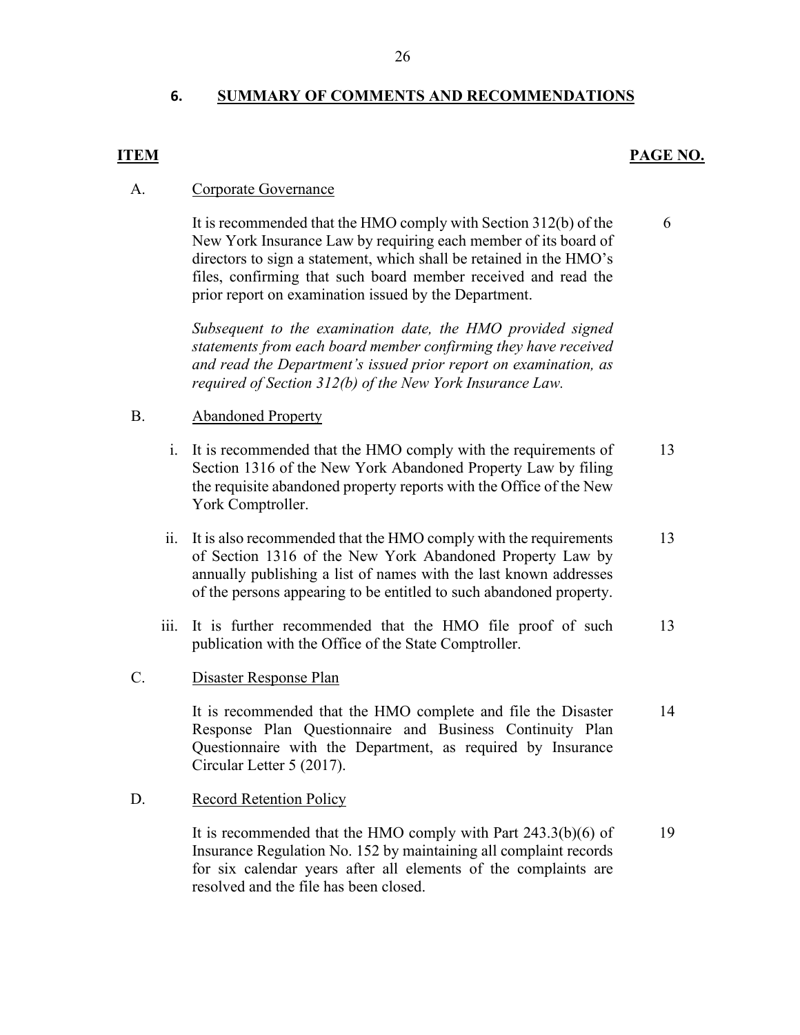## 6. SUMMARY OF COMMENTS AND RECOMMENDATIONS

| ITEM | | PAGE NO. |
|---|---|---|
| A. | Corporate Governance | |
| | It is recommended that the HMO comply with Section 312(b) of the New York Insurance Law by requiring each member of its board of directors to sign a statement, which shall be retained in the HMO's files, confirming that such board member received and read the prior report on examination issued by the Department. | 6 |
| | *Subsequent to the examination date, the HMO provided signed statements from each board member confirming they have received and read the Department's issued prior report on examination, as required of Section 312(b) of the New York Insurance Law.* | |
| B. | Abandoned Property | |
| | i. It is recommended that the HMO comply with the requirements of Section 1316 of the New York Abandoned Property Law by filing the requisite abandoned property reports with the Office of the New York Comptroller. | 13 |
| | ii. It is also recommended that the HMO comply with the requirements of Section 1316 of the New York Abandoned Property Law by annually publishing a list of names with the last known addresses of the persons appearing to be entitled to such abandoned property. | 13 |
| | iii. It is further recommended that the HMO file proof of such publication with the Office of the State Comptroller. | 13 |
| C. | Disaster Response Plan | |
| | It is recommended that the HMO complete and file the Disaster Response Plan Questionnaire and Business Continuity Plan Questionnaire with the Department, as required by Insurance Circular Letter 5 (2017). | 14 |
| D. | Record Retention Policy | |
| | It is recommended that the HMO comply with Part 243.3(b)(6) of Insurance Regulation No. 152 by maintaining all complaint records for six calendar years after all elements of the complaints are resolved and the file has been closed. | 19 |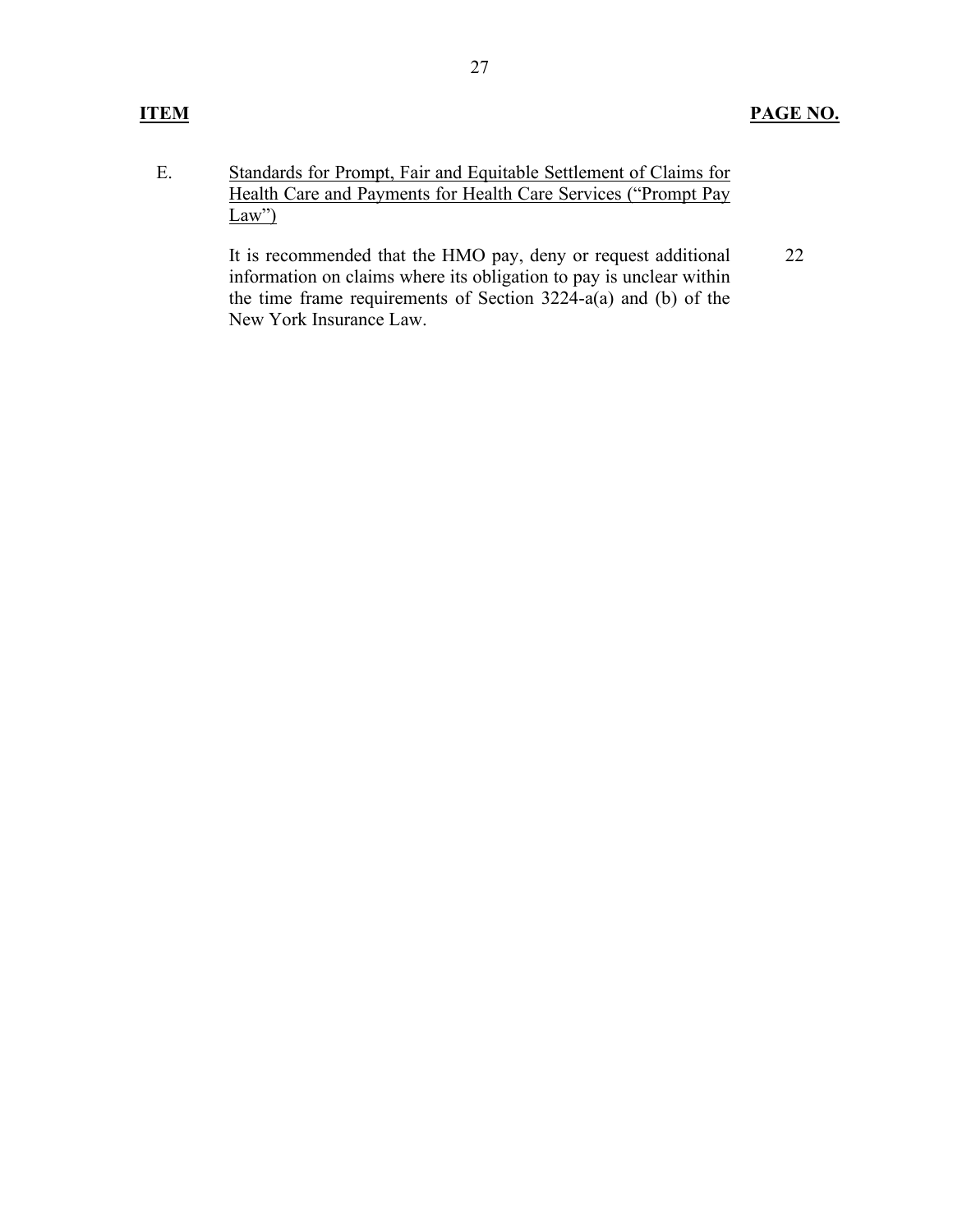| **ITEM** | | **PAGE NO.** |
|---|---|---|
| E. | Standards for Prompt, Fair and Equitable Settlement of Claims for Health Care and Payments for Health Care Services ("Prompt Pay Law") | |
| | It is recommended that the HMO pay, deny or request additional information on claims where its obligation to pay is unclear within the time frame requirements of Section 3224-a(a) and (b) of the New York Insurance Law. | 22 |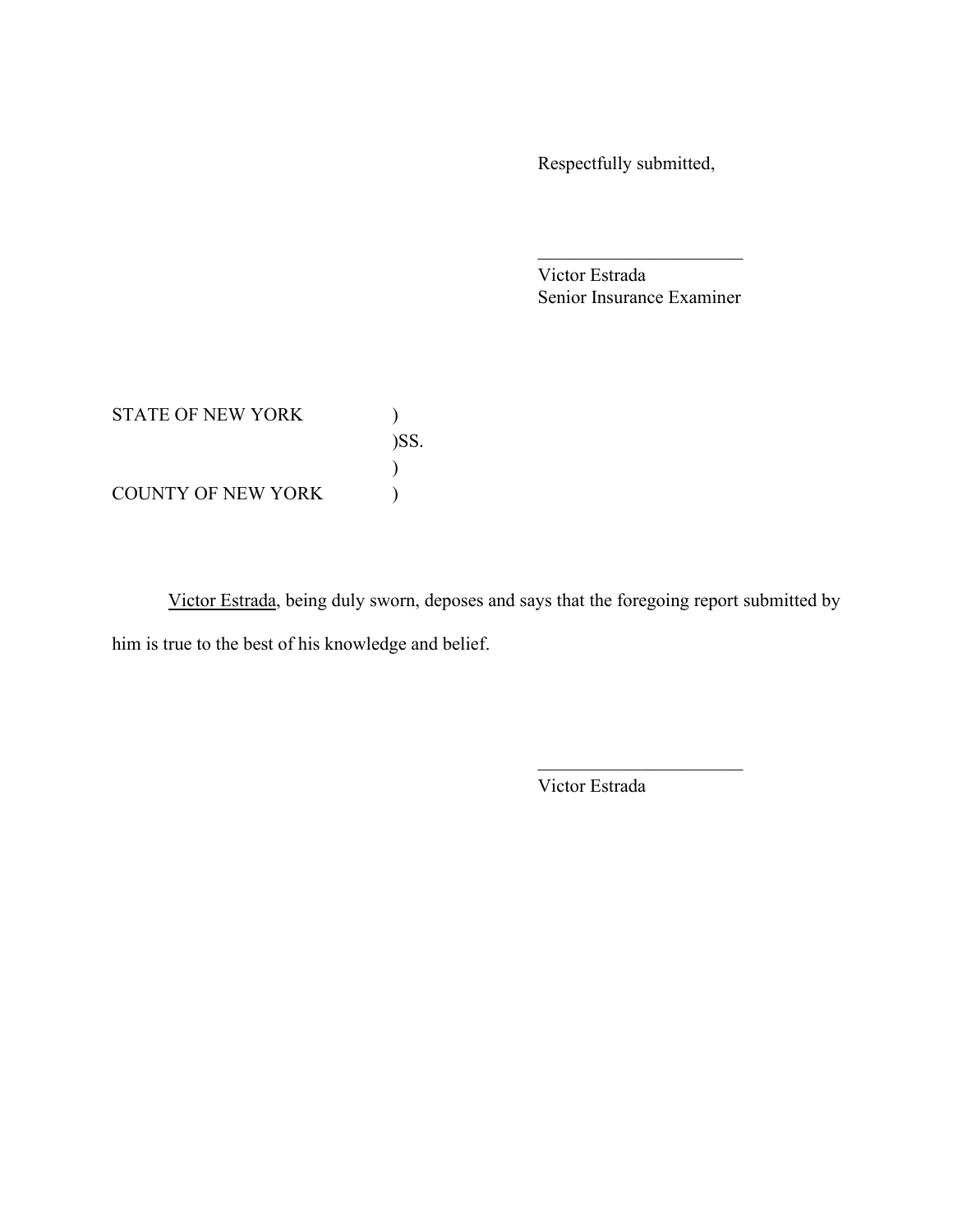Respectfully submitted,

\_\_\_\_\_\_\_\_\_\_\_\_\_\_\_\_\_\_\_\_\_\_\_\_

Victor Estrada
Senior Insurance Examiner

STATE OF NEW YORK )
)SS.
)
COUNTY OF NEW YORK )

Victor Estrada, being duly sworn, deposes and says that the foregoing report submitted by him is true to the best of his knowledge and belief.

\_\_\_\_\_\_\_\_\_\_\_\_\_\_\_\_\_\_\_\_\_\_\_\_

Victor Estrada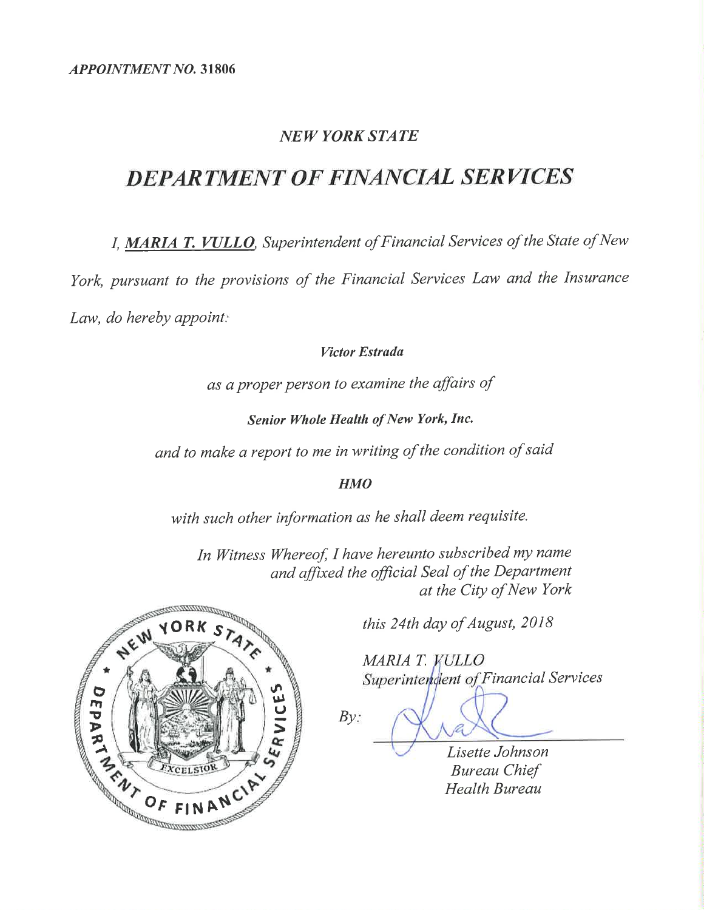*APPOINTMENT NO.* **31806**

*NEW YORK STATE*

# *DEPARTMENT OF FINANCIAL SERVICES*

*I, **MARIA T. VULLO**, Superintendent of Financial Services of the State of New York, pursuant to the provisions of the Financial Services Law and the Insurance Law, do hereby appoint:*

***Victor Estrada***

*as a proper person to examine the affairs of*

***Senior Whole Health of New York, Inc.***

*and to make a report to me in writing of the condition of said*

***HMO***

*with such other information as he shall deem requisite.*

*In Witness Whereof, I have hereunto subscribed my name and affixed the official Seal of the Department at the City of New York*

*this 24th day of August, 2018*

*MARIA T. VULLO*
*Superintendent of Financial Services*

*By:*

*Lisette Johnson*
*Bureau Chief*
*Health Bureau*